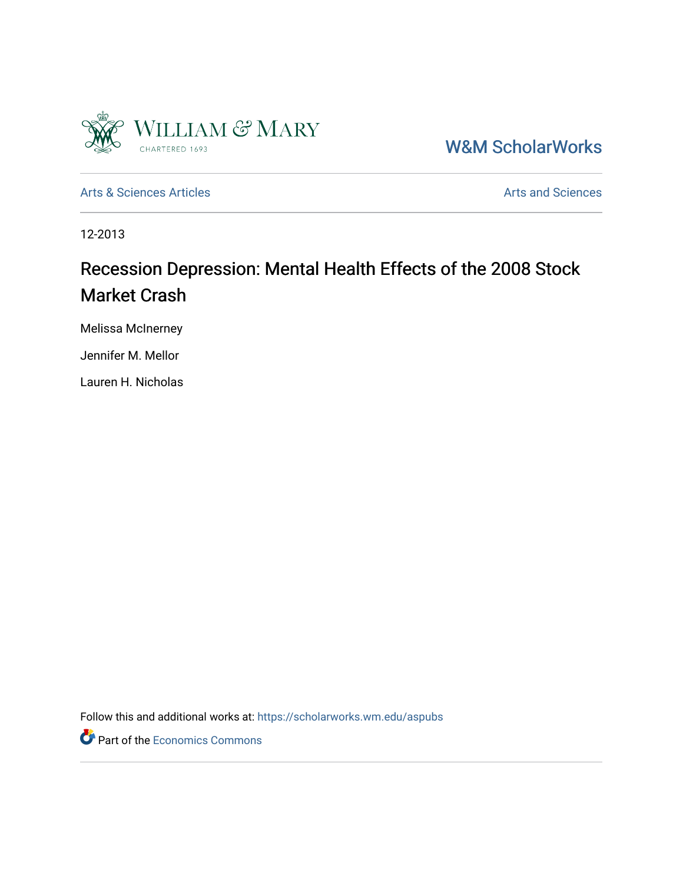W&M ScholarWorks

Arts & Sciences Articles

Arts and Sciences

12-2013

# Recession Depression: Mental Health Effects of the 2008 Stock Market Crash

Melissa McInerney

Jennifer M. Mellor

Lauren H. Nicholas

Follow this and additional works at: https://scholarworks.wm.edu/aspubs

Part of the Economics Commons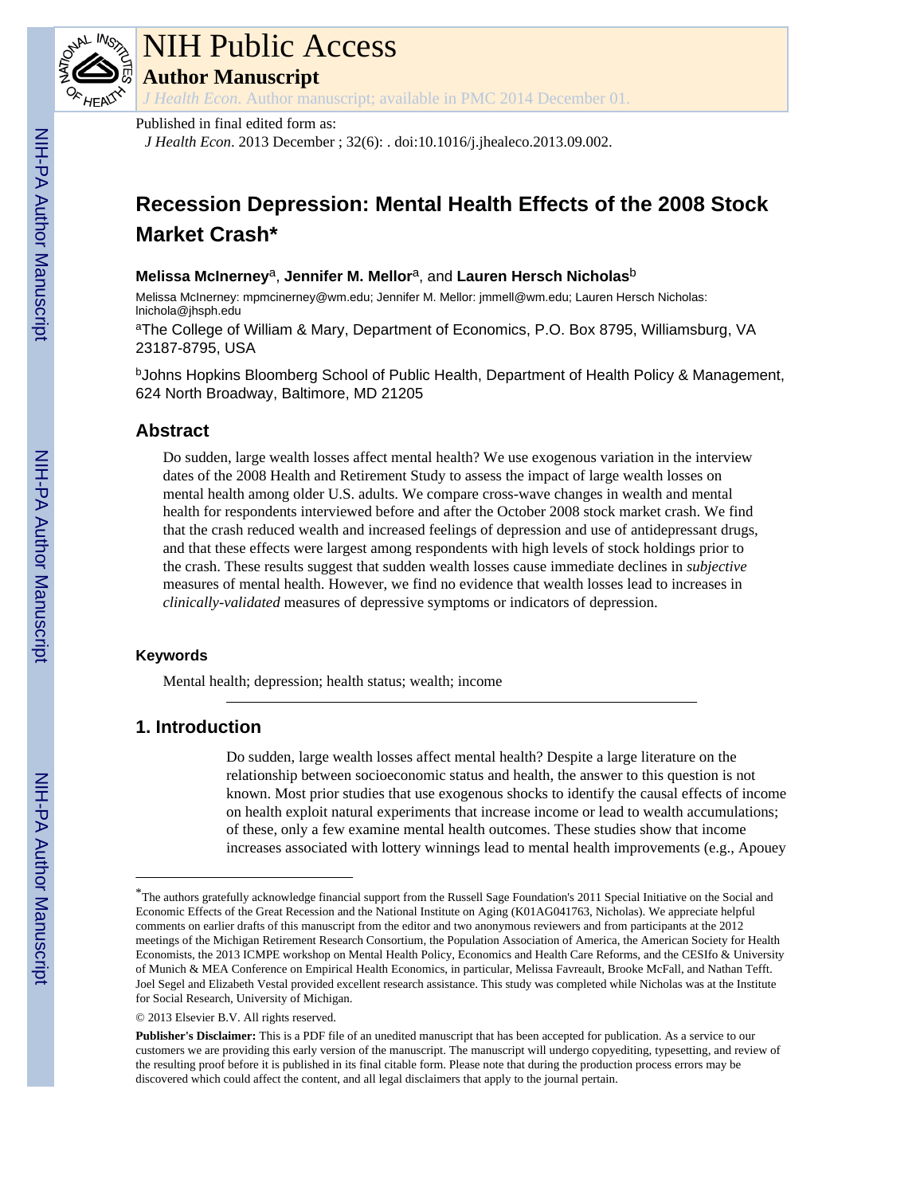# NIH Public Access

## Author Manuscript

*J Health Econ*. Author manuscript; available in PMC 2014 December 01.

Published in final edited form as:

*J Health Econ*. 2013 December ; 32(6): . doi:10.1016/j.jhealeco.2013.09.002.

# Recession Depression: Mental Health Effects of the 2008 Stock Market Crash*

**Melissa McInerney**[a], **Jennifer M. Mellor**[a], and **Lauren Hersch Nicholas**[b]

Melissa McInerney: mpmcinerney@wm.edu; Jennifer M. Mellor: jmmell@wm.edu; Lauren Hersch Nicholas: lnichola@jhsph.edu

[a]The College of William & Mary, Department of Economics, P.O. Box 8795, Williamsburg, VA 23187-8795, USA

[b]Johns Hopkins Bloomberg School of Public Health, Department of Health Policy & Management, 624 North Broadway, Baltimore, MD 21205

## Abstract

Do sudden, large wealth losses affect mental health? We use exogenous variation in the interview dates of the 2008 Health and Retirement Study to assess the impact of large wealth losses on mental health among older U.S. adults. We compare cross-wave changes in wealth and mental health for respondents interviewed before and after the October 2008 stock market crash. We find that the crash reduced wealth and increased feelings of depression and use of antidepressant drugs, and that these effects were largest among respondents with high levels of stock holdings prior to the crash. These results suggest that sudden wealth losses cause immediate declines in *subjective* measures of mental health. However, we find no evidence that wealth losses lead to increases in *clinically-validated* measures of depressive symptoms or indicators of depression.

### Keywords

Mental health; depression; health status; wealth; income

## 1. Introduction

Do sudden, large wealth losses affect mental health? Despite a large literature on the relationship between socioeconomic status and health, the answer to this question is not known. Most prior studies that use exogenous shocks to identify the causal effects of income on health exploit natural experiments that increase income or lead to wealth accumulations; of these, only a few examine mental health outcomes. These studies show that income increases associated with lottery winnings lead to mental health improvements (e.g., Apouey

*The authors gratefully acknowledge financial support from the Russell Sage Foundation's 2011 Special Initiative on the Social and Economic Effects of the Great Recession and the National Institute on Aging (K01AG041763, Nicholas). We appreciate helpful comments on earlier drafts of this manuscript from the editor and two anonymous reviewers and from participants at the 2012 meetings of the Michigan Retirement Research Consortium, the Population Association of America, the American Society for Health Economists, the 2013 ICMPE workshop on Mental Health Policy, Economics and Health Care Reforms, and the CESIfo & University of Munich & MEA Conference on Empirical Health Economics, in particular, Melissa Favreault, Brooke McFall, and Nathan Tefft. Joel Segel and Elizabeth Vestal provided excellent research assistance. This study was completed while Nicholas was at the Institute for Social Research, University of Michigan.

© 2013 Elsevier B.V. All rights reserved.

**Publisher's Disclaimer:** This is a PDF file of an unedited manuscript that has been accepted for publication. As a service to our customers we are providing this early version of the manuscript. The manuscript will undergo copyediting, typesetting, and review of the resulting proof before it is published in its final citable form. Please note that during the production process errors may be discovered which could affect the content, and all legal disclaimers that apply to the journal pertain.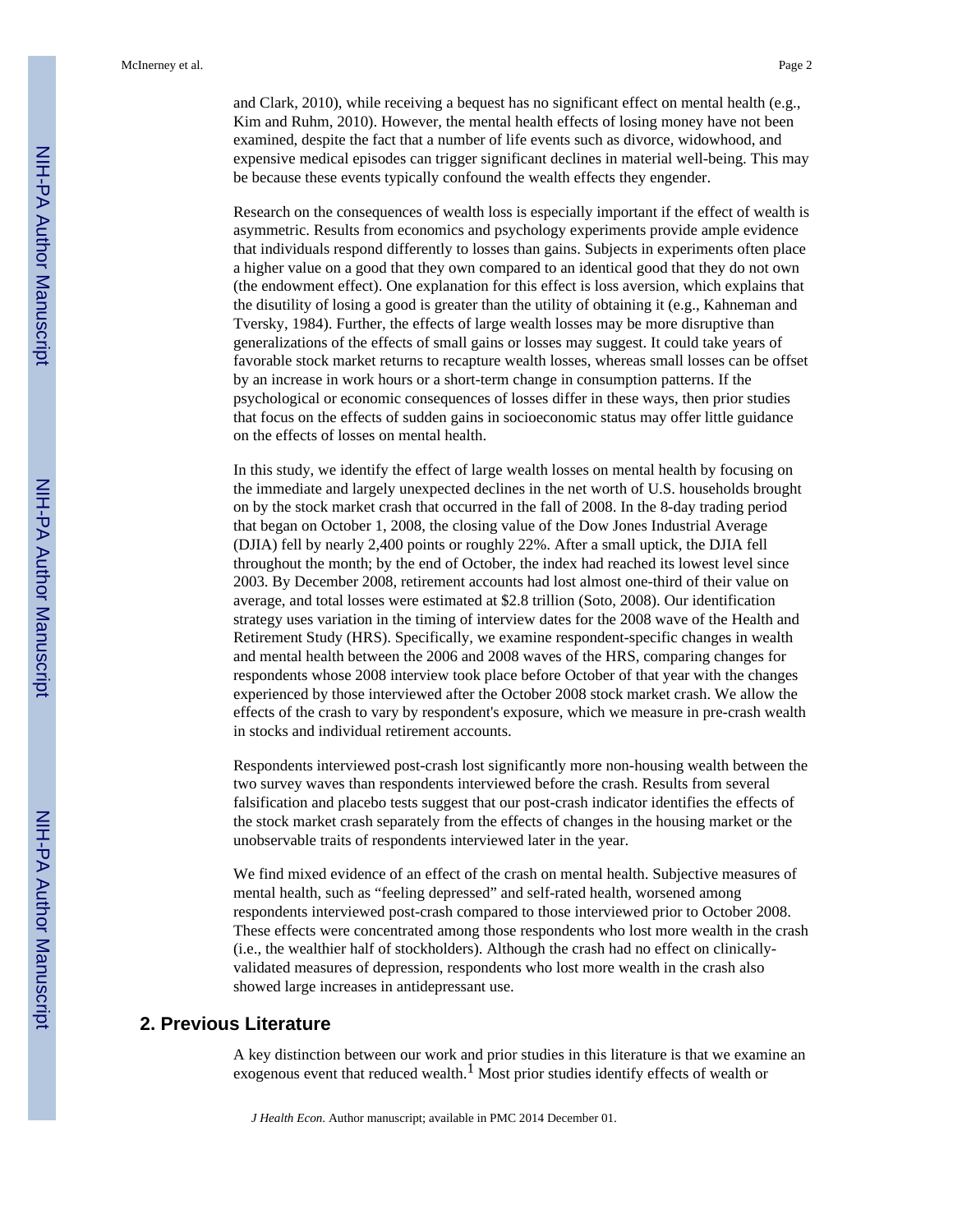and Clark, 2010), while receiving a bequest has no significant effect on mental health (e.g., Kim and Ruhm, 2010). However, the mental health effects of losing money have not been examined, despite the fact that a number of life events such as divorce, widowhood, and expensive medical episodes can trigger significant declines in material well-being. This may be because these events typically confound the wealth effects they engender.

Research on the consequences of wealth loss is especially important if the effect of wealth is asymmetric. Results from economics and psychology experiments provide ample evidence that individuals respond differently to losses than gains. Subjects in experiments often place a higher value on a good that they own compared to an identical good that they do not own (the endowment effect). One explanation for this effect is loss aversion, which explains that the disutility of losing a good is greater than the utility of obtaining it (e.g., Kahneman and Tversky, 1984). Further, the effects of large wealth losses may be more disruptive than generalizations of the effects of small gains or losses may suggest. It could take years of favorable stock market returns to recapture wealth losses, whereas small losses can be offset by an increase in work hours or a short-term change in consumption patterns. If the psychological or economic consequences of losses differ in these ways, then prior studies that focus on the effects of sudden gains in socioeconomic status may offer little guidance on the effects of losses on mental health.

In this study, we identify the effect of large wealth losses on mental health by focusing on the immediate and largely unexpected declines in the net worth of U.S. households brought on by the stock market crash that occurred in the fall of 2008. In the 8-day trading period that began on October 1, 2008, the closing value of the Dow Jones Industrial Average (DJIA) fell by nearly 2,400 points or roughly 22%. After a small uptick, the DJIA fell throughout the month; by the end of October, the index had reached its lowest level since 2003. By December 2008, retirement accounts had lost almost one-third of their value on average, and total losses were estimated at $2.8 trillion (Soto, 2008). Our identification strategy uses variation in the timing of interview dates for the 2008 wave of the Health and Retirement Study (HRS). Specifically, we examine respondent-specific changes in wealth and mental health between the 2006 and 2008 waves of the HRS, comparing changes for respondents whose 2008 interview took place before October of that year with the changes experienced by those interviewed after the October 2008 stock market crash. We allow the effects of the crash to vary by respondent's exposure, which we measure in pre-crash wealth in stocks and individual retirement accounts.

Respondents interviewed post-crash lost significantly more non-housing wealth between the two survey waves than respondents interviewed before the crash. Results from several falsification and placebo tests suggest that our post-crash indicator identifies the effects of the stock market crash separately from the effects of changes in the housing market or the unobservable traits of respondents interviewed later in the year.

We find mixed evidence of an effect of the crash on mental health. Subjective measures of mental health, such as "feeling depressed" and self-rated health, worsened among respondents interviewed post-crash compared to those interviewed prior to October 2008. These effects were concentrated among those respondents who lost more wealth in the crash (i.e., the wealthier half of stockholders). Although the crash had no effect on clinically-validated measures of depression, respondents who lost more wealth in the crash also showed large increases in antidepressant use.

## 2. Previous Literature

A key distinction between our work and prior studies in this literature is that we examine an exogenous event that reduced wealth.[1] Most prior studies identify effects of wealth or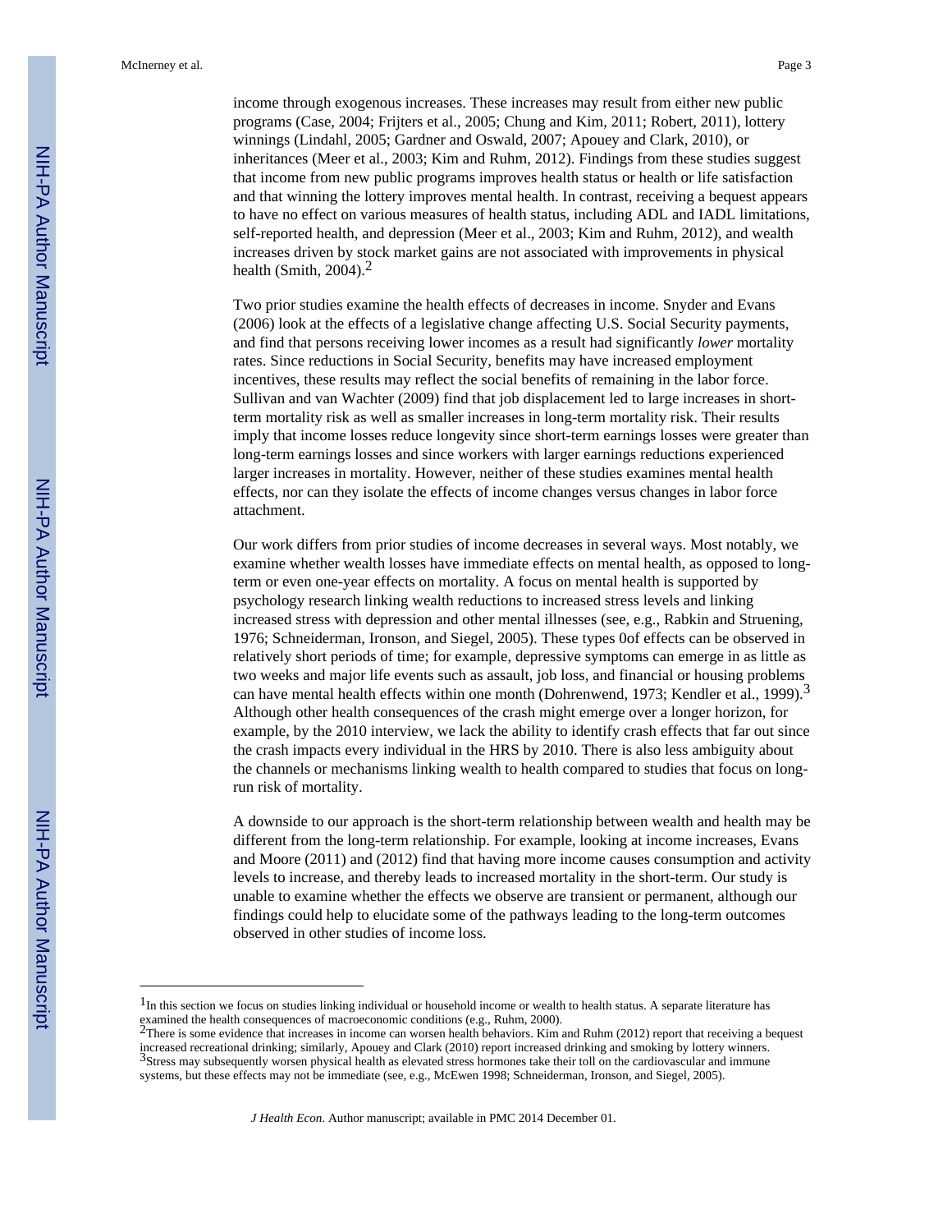income through exogenous increases. These increases may result from either new public programs (Case, 2004; Frijters et al., 2005; Chung and Kim, 2011; Robert, 2011), lottery winnings (Lindahl, 2005; Gardner and Oswald, 2007; Apouey and Clark, 2010), or inheritances (Meer et al., 2003; Kim and Ruhm, 2012). Findings from these studies suggest that income from new public programs improves health status or health or life satisfaction and that winning the lottery improves mental health. In contrast, receiving a bequest appears to have no effect on various measures of health status, including ADL and IADL limitations, self-reported health, and depression (Meer et al., 2003; Kim and Ruhm, 2012), and wealth increases driven by stock market gains are not associated with improvements in physical health (Smith, 2004).[2]

Two prior studies examine the health effects of decreases in income. Snyder and Evans (2006) look at the effects of a legislative change affecting U.S. Social Security payments, and find that persons receiving lower incomes as a result had significantly *lower* mortality rates. Since reductions in Social Security, benefits may have increased employment incentives, these results may reflect the social benefits of remaining in the labor force. Sullivan and van Wachter (2009) find that job displacement led to large increases in short-term mortality risk as well as smaller increases in long-term mortality risk. Their results imply that income losses reduce longevity since short-term earnings losses were greater than long-term earnings losses and since workers with larger earnings reductions experienced larger increases in mortality. However, neither of these studies examines mental health effects, nor can they isolate the effects of income changes versus changes in labor force attachment.

Our work differs from prior studies of income decreases in several ways. Most notably, we examine whether wealth losses have immediate effects on mental health, as opposed to long-term or even one-year effects on mortality. A focus on mental health is supported by psychology research linking wealth reductions to increased stress levels and linking increased stress with depression and other mental illnesses (see, e.g., Rabkin and Struening, 1976; Schneiderman, Ironson, and Siegel, 2005). These types 0of effects can be observed in relatively short periods of time; for example, depressive symptoms can emerge in as little as two weeks and major life events such as assault, job loss, and financial or housing problems can have mental health effects within one month (Dohrenwend, 1973; Kendler et al., 1999).[3] Although other health consequences of the crash might emerge over a longer horizon, for example, by the 2010 interview, we lack the ability to identify crash effects that far out since the crash impacts every individual in the HRS by 2010. There is also less ambiguity about the channels or mechanisms linking wealth to health compared to studies that focus on long-run risk of mortality.

A downside to our approach is the short-term relationship between wealth and health may be different from the long-term relationship. For example, looking at income increases, Evans and Moore (2011) and (2012) find that having more income causes consumption and activity levels to increase, and thereby leads to increased mortality in the short-term. Our study is unable to examine whether the effects we observe are transient or permanent, although our findings could help to elucidate some of the pathways leading to the long-term outcomes observed in other studies of income loss.

---

[1]In this section we focus on studies linking individual or household income or wealth to health status. A separate literature has examined the health consequences of macroeconomic conditions (e.g., Ruhm, 2000).

[2]There is some evidence that increases in income can worsen health behaviors. Kim and Ruhm (2012) report that receiving a bequest increased recreational drinking; similarly, Apouey and Clark (2010) report increased drinking and smoking by lottery winners.

[3]Stress may subsequently worsen physical health as elevated stress hormones take their toll on the cardiovascular and immune systems, but these effects may not be immediate (see, e.g., McEwen 1998; Schneiderman, Ironson, and Siegel, 2005).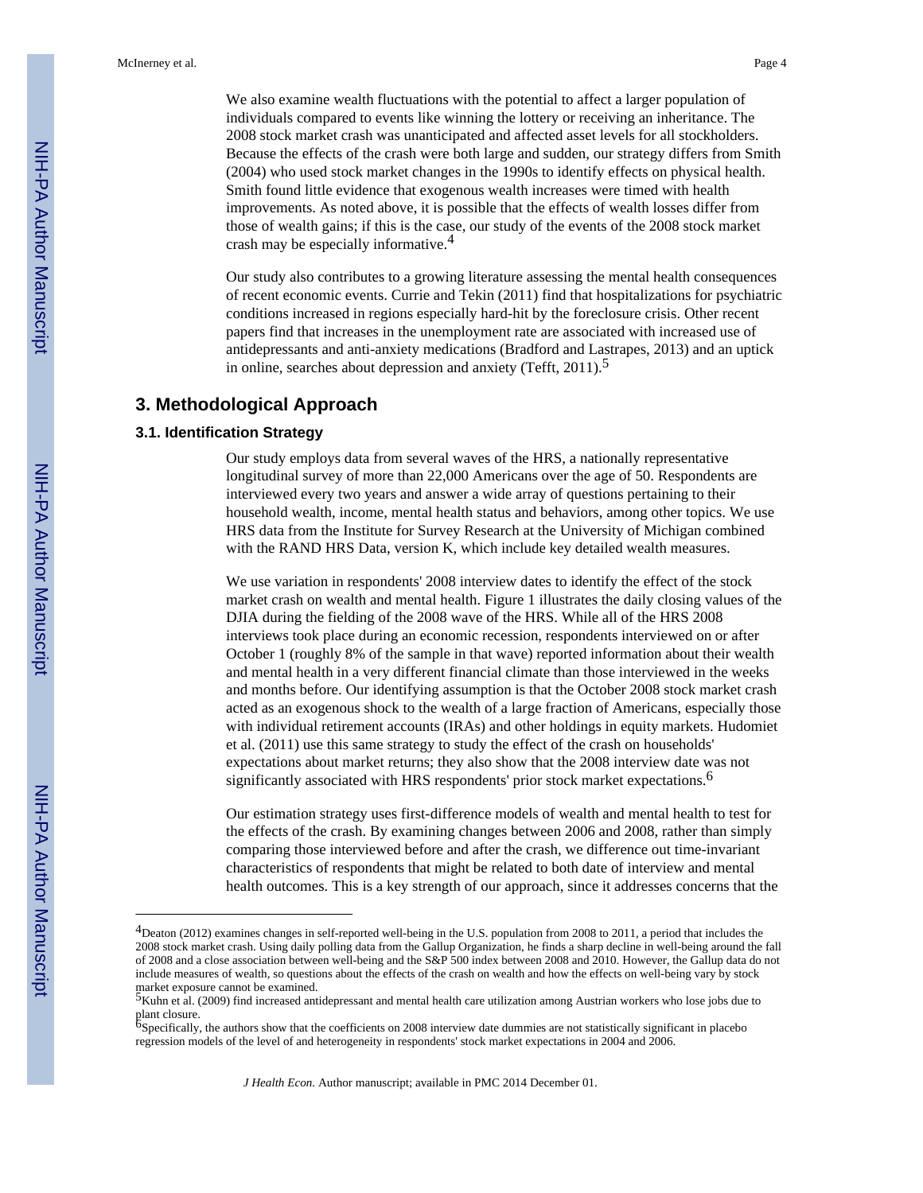We also examine wealth fluctuations with the potential to affect a larger population of individuals compared to events like winning the lottery or receiving an inheritance. The 2008 stock market crash was unanticipated and affected asset levels for all stockholders. Because the effects of the crash were both large and sudden, our strategy differs from Smith (2004) who used stock market changes in the 1990s to identify effects on physical health. Smith found little evidence that exogenous wealth increases were timed with health improvements. As noted above, it is possible that the effects of wealth losses differ from those of wealth gains; if this is the case, our study of the events of the 2008 stock market crash may be especially informative.[4]

Our study also contributes to a growing literature assessing the mental health consequences of recent economic events. Currie and Tekin (2011) find that hospitalizations for psychiatric conditions increased in regions especially hard-hit by the foreclosure crisis. Other recent papers find that increases in the unemployment rate are associated with increased use of antidepressants and anti-anxiety medications (Bradford and Lastrapes, 2013) and an uptick in online, searches about depression and anxiety (Tefft, 2011).[5]

## 3. Methodological Approach

### 3.1. Identification Strategy

Our study employs data from several waves of the HRS, a nationally representative longitudinal survey of more than 22,000 Americans over the age of 50. Respondents are interviewed every two years and answer a wide array of questions pertaining to their household wealth, income, mental health status and behaviors, among other topics. We use HRS data from the Institute for Survey Research at the University of Michigan combined with the RAND HRS Data, version K, which include key detailed wealth measures.

We use variation in respondents' 2008 interview dates to identify the effect of the stock market crash on wealth and mental health. Figure 1 illustrates the daily closing values of the DJIA during the fielding of the 2008 wave of the HRS. While all of the HRS 2008 interviews took place during an economic recession, respondents interviewed on or after October 1 (roughly 8% of the sample in that wave) reported information about their wealth and mental health in a very different financial climate than those interviewed in the weeks and months before. Our identifying assumption is that the October 2008 stock market crash acted as an exogenous shock to the wealth of a large fraction of Americans, especially those with individual retirement accounts (IRAs) and other holdings in equity markets. Hudomiet et al. (2011) use this same strategy to study the effect of the crash on households' expectations about market returns; they also show that the 2008 interview date was not significantly associated with HRS respondents' prior stock market expectations.[6]

Our estimation strategy uses first-difference models of wealth and mental health to test for the effects of the crash. By examining changes between 2006 and 2008, rather than simply comparing those interviewed before and after the crash, we difference out time-invariant characteristics of respondents that might be related to both date of interview and mental health outcomes. This is a key strength of our approach, since it addresses concerns that the

---

[4]Deaton (2012) examines changes in self-reported well-being in the U.S. population from 2008 to 2011, a period that includes the 2008 stock market crash. Using daily polling data from the Gallup Organization, he finds a sharp decline in well-being around the fall of 2008 and a close association between well-being and the S&P 500 index between 2008 and 2010. However, the Gallup data do not include measures of wealth, so questions about the effects of the crash on wealth and how the effects on well-being vary by stock market exposure cannot be examined.

[5]Kuhn et al. (2009) find increased antidepressant and mental health care utilization among Austrian workers who lose jobs due to plant closure.

[6]Specifically, the authors show that the coefficients on 2008 interview date dummies are not statistically significant in placebo regression models of the level of and heterogeneity in respondents' stock market expectations in 2004 and 2006.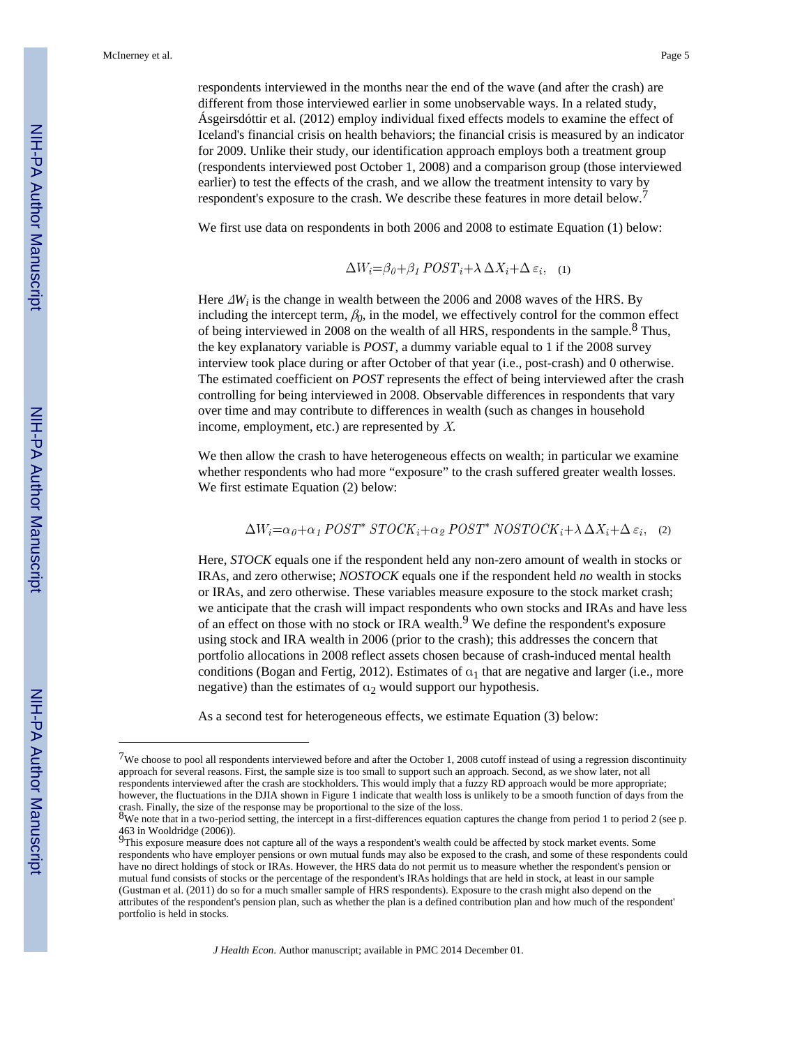respondents interviewed in the months near the end of the wave (and after the crash) are different from those interviewed earlier in some unobservable ways. In a related study, Ásgeirsdóttir et al. (2012) employ individual fixed effects models to examine the effect of Iceland's financial crisis on health behaviors; the financial crisis is measured by an indicator for 2009. Unlike their study, our identification approach employs both a treatment group (respondents interviewed post October 1, 2008) and a comparison group (those interviewed earlier) to test the effects of the crash, and we allow the treatment intensity to vary by respondent's exposure to the crash. We describe these features in more detail below.[7]

We first use data on respondents in both 2006 and 2008 to estimate Equation (1) below:

$$\Delta W_i = \beta_0 + \beta_1\, POST_i + \lambda\, \Delta X_i + \Delta\, \varepsilon_i, \quad (1)$$

Here $\Delta W_i$ is the change in wealth between the 2006 and 2008 waves of the HRS. By including the intercept term, $\beta_0$, in the model, we effectively control for the common effect of being interviewed in 2008 on the wealth of all HRS, respondents in the sample.[8] Thus, the key explanatory variable is *POST*, a dummy variable equal to 1 if the 2008 survey interview took place during or after October of that year (i.e., post-crash) and 0 otherwise. The estimated coefficient on *POST* represents the effect of being interviewed after the crash controlling for being interviewed in 2008. Observable differences in respondents that vary over time and may contribute to differences in wealth (such as changes in household income, employment, etc.) are represented by $X$.

We then allow the crash to have heterogeneous effects on wealth; in particular we examine whether respondents who had more "exposure" to the crash suffered greater wealth losses. We first estimate Equation (2) below:

$$\Delta W_i = \alpha_0 + \alpha_1\, POST^{*}\, STOCK_i + \alpha_2\, POST^{*}\, NOSTOCK_i + \lambda\, \Delta X_i + \Delta\, \varepsilon_i, \quad (2)$$

Here, *STOCK* equals one if the respondent held any non-zero amount of wealth in stocks or IRAs, and zero otherwise; *NOSTOCK* equals one if the respondent held *no* wealth in stocks or IRAs, and zero otherwise. These variables measure exposure to the stock market crash; we anticipate that the crash will impact respondents who own stocks and IRAs and have less of an effect on those with no stock or IRA wealth.[9] We define the respondent's exposure using stock and IRA wealth in 2006 (prior to the crash); this addresses the concern that portfolio allocations in 2008 reflect assets chosen because of crash-induced mental health conditions (Bogan and Fertig, 2012). Estimates of $\alpha_1$ that are negative and larger (i.e., more negative) than the estimates of $\alpha_2$ would support our hypothesis.

As a second test for heterogeneous effects, we estimate Equation (3) below:

---

[7] We choose to pool all respondents interviewed before and after the October 1, 2008 cutoff instead of using a regression discontinuity approach for several reasons. First, the sample size is too small to support such an approach. Second, as we show later, not all respondents interviewed after the crash are stockholders. This would imply that a fuzzy RD approach would be more appropriate; however, the fluctuations in the DJIA shown in Figure 1 indicate that wealth loss is unlikely to be a smooth function of days from the crash. Finally, the size of the response may be proportional to the size of the loss.

[8] We note that in a two-period setting, the intercept in a first-differences equation captures the change from period 1 to period 2 (see p. 463 in Wooldridge (2006)).

[9] This exposure measure does not capture all of the ways a respondent's wealth could be affected by stock market events. Some respondents who have employer pensions or own mutual funds may also be exposed to the crash, and some of these respondents could have no direct holdings of stock or IRAs. However, the HRS data do not permit us to measure whether the respondent's pension or mutual fund consists of stocks or the percentage of the respondent's IRAs holdings that are held in stock, at least in our sample (Gustman et al. (2011) do so for a much smaller sample of HRS respondents). Exposure to the crash might also depend on the attributes of the respondent's pension plan, such as whether the plan is a defined contribution plan and how much of the respondent' portfolio is held in stocks.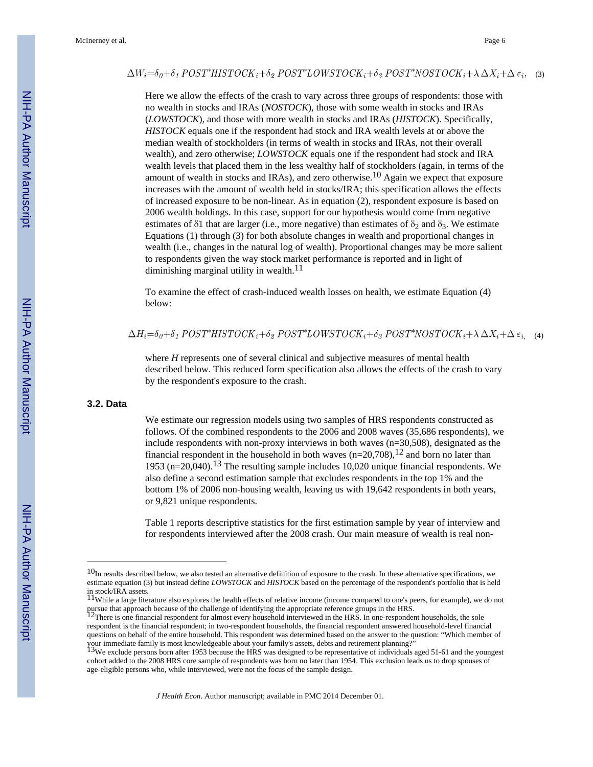$$\Delta W_i = \delta_0 + \delta_1\, POST^{*}HISTOCK_i + \delta_2\, POST^{*}LOWSTOCK_i + \delta_3\, POST^{*}NOSTOCK_i + \lambda\, \Delta X_i + \Delta\, \varepsilon_i, \quad (3)$$

Here we allow the effects of the crash to vary across three groups of respondents: those with no wealth in stocks and IRAs (*NOSTOCK*), those with some wealth in stocks and IRAs (*LOWSTOCK*), and those with more wealth in stocks and IRAs (*HISTOCK*). Specifically, *HISTOCK* equals one if the respondent had stock and IRA wealth levels at or above the median wealth of stockholders (in terms of wealth in stocks and IRAs, not their overall wealth), and zero otherwise; *LOWSTOCK* equals one if the respondent had stock and IRA wealth levels that placed them in the less wealthy half of stockholders (again, in terms of the amount of wealth in stocks and IRAs), and zero otherwise.[10] Again we expect that exposure increases with the amount of wealth held in stocks/IRA; this specification allows the effects of increased exposure to be non-linear. As in equation (2), respondent exposure is based on 2006 wealth holdings. In this case, support for our hypothesis would come from negative estimates of $\delta 1$ that are larger (i.e., more negative) than estimates of $\delta_2$ and $\delta_3$. We estimate Equations (1) through (3) for both absolute changes in wealth and proportional changes in wealth (i.e., changes in the natural log of wealth). Proportional changes may be more salient to respondents given the way stock market performance is reported and in light of diminishing marginal utility in wealth.[11]

To examine the effect of crash-induced wealth losses on health, we estimate Equation (4) below:

$$\Delta H_i = \delta_0 + \delta_1\, POST^{*}HISTOCK_i + \delta_2\, POST^{*}LOWSTOCK_i + \delta_3\, POST^{*}NOSTOCK_i + \lambda\, \Delta X_i + \Delta\, \varepsilon_i, \quad (4)$$

where *H* represents one of several clinical and subjective measures of mental health described below. This reduced form specification also allows the effects of the crash to vary by the respondent's exposure to the crash.

### 3.2. Data

We estimate our regression models using two samples of HRS respondents constructed as follows. Of the combined respondents to the 2006 and 2008 waves (35,686 respondents), we include respondents with non-proxy interviews in both waves (n=30,508), designated as the financial respondent in the household in both waves (n=20,708),[12] and born no later than 1953 (n=20,040).[13] The resulting sample includes 10,020 unique financial respondents. We also define a second estimation sample that excludes respondents in the top 1% and the bottom 1% of 2006 non-housing wealth, leaving us with 19,642 respondents in both years, or 9,821 unique respondents.

Table 1 reports descriptive statistics for the first estimation sample by year of interview and for respondents interviewed after the 2008 crash. Our main measure of wealth is real non-

---

[10] In results described below, we also tested an alternative definition of exposure to the crash. In these alternative specifications, we estimate equation (3) but instead define *LOWSTOCK* and *HISTOCK* based on the percentage of the respondent's portfolio that is held in stock/IRA assets.

[11] While a large literature also explores the health effects of relative income (income compared to one's peers, for example), we do not pursue that approach because of the challenge of identifying the appropriate reference groups in the HRS.

[12] There is one financial respondent for almost every household interviewed in the HRS. In one-respondent households, the sole respondent is the financial respondent; in two-respondent households, the financial respondent answered household-level financial questions on behalf of the entire household. This respondent was determined based on the answer to the question: "Which member of your immediate family is most knowledgeable about your family's assets, debts and retirement planning?"

[13] We exclude persons born after 1953 because the HRS was designed to be representative of individuals aged 51-61 and the youngest cohort added to the 2008 HRS core sample of respondents was born no later than 1954. This exclusion leads us to drop spouses of age-eligible persons who, while interviewed, were not the focus of the sample design.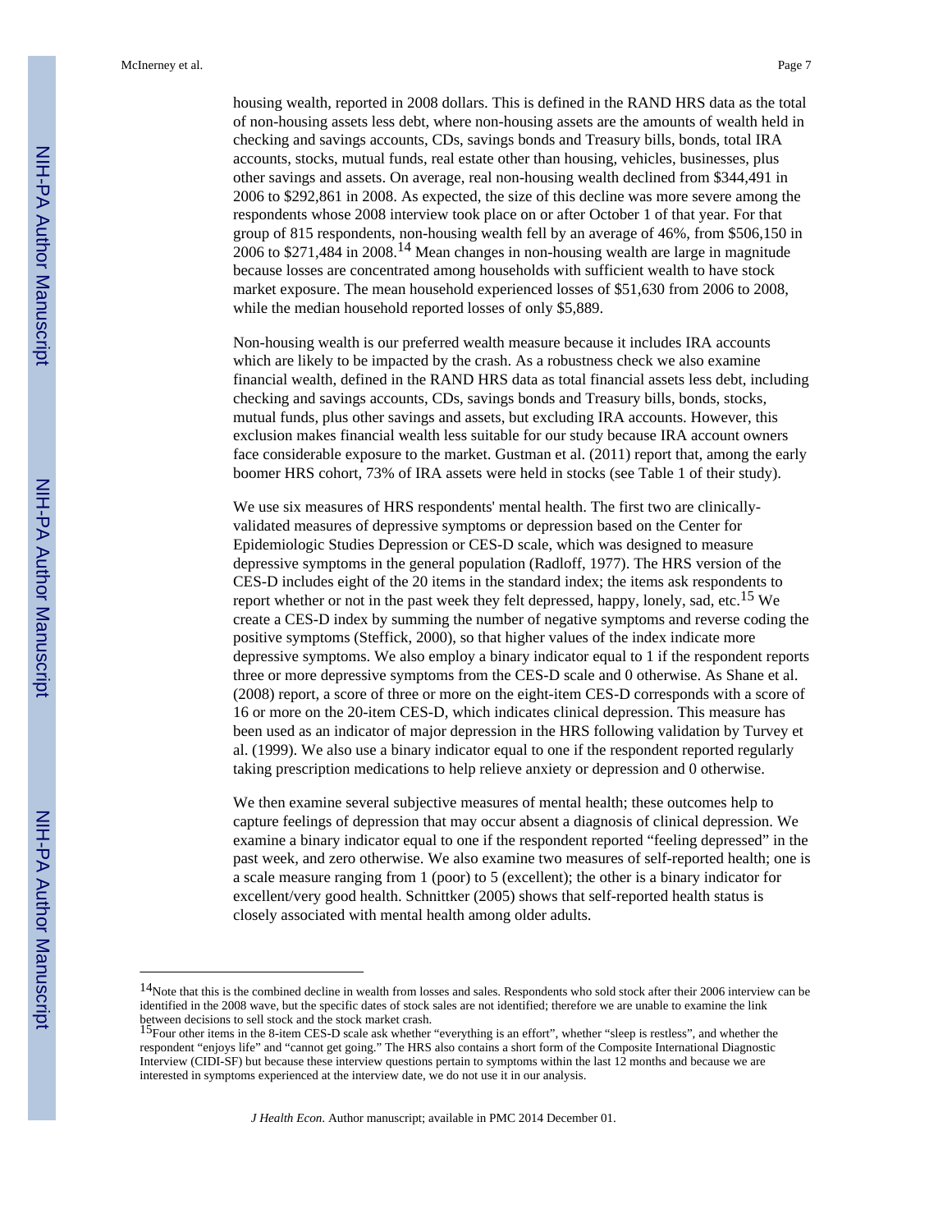housing wealth, reported in 2008 dollars. This is defined in the RAND HRS data as the total of non-housing assets less debt, where non-housing assets are the amounts of wealth held in checking and savings accounts, CDs, savings bonds and Treasury bills, bonds, total IRA accounts, stocks, mutual funds, real estate other than housing, vehicles, businesses, plus other savings and assets. On average, real non-housing wealth declined from $344,491 in 2006 to $292,861 in 2008. As expected, the size of this decline was more severe among the respondents whose 2008 interview took place on or after October 1 of that year. For that group of 815 respondents, non-housing wealth fell by an average of 46%, from $506,150 in 2006 to $271,484 in 2008.[14] Mean changes in non-housing wealth are large in magnitude because losses are concentrated among households with sufficient wealth to have stock market exposure. The mean household experienced losses of $51,630 from 2006 to 2008, while the median household reported losses of only $5,889.

Non-housing wealth is our preferred wealth measure because it includes IRA accounts which are likely to be impacted by the crash. As a robustness check we also examine financial wealth, defined in the RAND HRS data as total financial assets less debt, including checking and savings accounts, CDs, savings bonds and Treasury bills, bonds, stocks, mutual funds, plus other savings and assets, but excluding IRA accounts. However, this exclusion makes financial wealth less suitable for our study because IRA account owners face considerable exposure to the market. Gustman et al. (2011) report that, among the early boomer HRS cohort, 73% of IRA assets were held in stocks (see Table 1 of their study).

We use six measures of HRS respondents' mental health. The first two are clinically-validated measures of depressive symptoms or depression based on the Center for Epidemiologic Studies Depression or CES-D scale, which was designed to measure depressive symptoms in the general population (Radloff, 1977). The HRS version of the CES-D includes eight of the 20 items in the standard index; the items ask respondents to report whether or not in the past week they felt depressed, happy, lonely, sad, etc.[15] We create a CES-D index by summing the number of negative symptoms and reverse coding the positive symptoms (Steffick, 2000), so that higher values of the index indicate more depressive symptoms. We also employ a binary indicator equal to 1 if the respondent reports three or more depressive symptoms from the CES-D scale and 0 otherwise. As Shane et al. (2008) report, a score of three or more on the eight-item CES-D corresponds with a score of 16 or more on the 20-item CES-D, which indicates clinical depression. This measure has been used as an indicator of major depression in the HRS following validation by Turvey et al. (1999). We also use a binary indicator equal to one if the respondent reported regularly taking prescription medications to help relieve anxiety or depression and 0 otherwise.

We then examine several subjective measures of mental health; these outcomes help to capture feelings of depression that may occur absent a diagnosis of clinical depression. We examine a binary indicator equal to one if the respondent reported "feeling depressed" in the past week, and zero otherwise. We also examine two measures of self-reported health; one is a scale measure ranging from 1 (poor) to 5 (excellent); the other is a binary indicator for excellent/very good health. Schnittker (2005) shows that self-reported health status is closely associated with mental health among older adults.

---

[14]Note that this is the combined decline in wealth from losses and sales. Respondents who sold stock after their 2006 interview can be identified in the 2008 wave, but the specific dates of stock sales are not identified; therefore we are unable to examine the link between decisions to sell stock and the stock market crash.

[15]Four other items in the 8-item CES-D scale ask whether "everything is an effort", whether "sleep is restless", and whether the respondent "enjoys life" and "cannot get going." The HRS also contains a short form of the Composite International Diagnostic Interview (CIDI-SF) but because these interview questions pertain to symptoms within the last 12 months and because we are interested in symptoms experienced at the interview date, we do not use it in our analysis.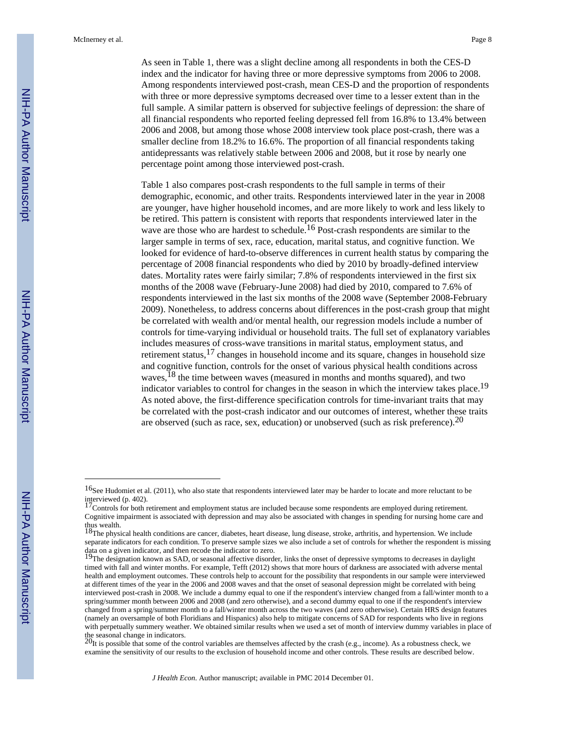As seen in Table 1, there was a slight decline among all respondents in both the CES-D index and the indicator for having three or more depressive symptoms from 2006 to 2008. Among respondents interviewed post-crash, mean CES-D and the proportion of respondents with three or more depressive symptoms decreased over time to a lesser extent than in the full sample. A similar pattern is observed for subjective feelings of depression: the share of all financial respondents who reported feeling depressed fell from 16.8% to 13.4% between 2006 and 2008, but among those whose 2008 interview took place post-crash, there was a smaller decline from 18.2% to 16.6%. The proportion of all financial respondents taking antidepressants was relatively stable between 2006 and 2008, but it rose by nearly one percentage point among those interviewed post-crash.

Table 1 also compares post-crash respondents to the full sample in terms of their demographic, economic, and other traits. Respondents interviewed later in the year in 2008 are younger, have higher household incomes, and are more likely to work and less likely to be retired. This pattern is consistent with reports that respondents interviewed later in the wave are those who are hardest to schedule.[16] Post-crash respondents are similar to the larger sample in terms of sex, race, education, marital status, and cognitive function. We looked for evidence of hard-to-observe differences in current health status by comparing the percentage of 2008 financial respondents who died by 2010 by broadly-defined interview dates. Mortality rates were fairly similar; 7.8% of respondents interviewed in the first six months of the 2008 wave (February-June 2008) had died by 2010, compared to 7.6% of respondents interviewed in the last six months of the 2008 wave (September 2008-February 2009). Nonetheless, to address concerns about differences in the post-crash group that might be correlated with wealth and/or mental health, our regression models include a number of controls for time-varying individual or household traits. The full set of explanatory variables includes measures of cross-wave transitions in marital status, employment status, and retirement status,[17] changes in household income and its square, changes in household size and cognitive function, controls for the onset of various physical health conditions across waves,[18] the time between waves (measured in months and months squared), and two indicator variables to control for changes in the season in which the interview takes place.[19] As noted above, the first-difference specification controls for time-invariant traits that may be correlated with the post-crash indicator and our outcomes of interest, whether these traits are observed (such as race, sex, education) or unobserved (such as risk preference).[20]

[16]See Hudomiet et al. (2011), who also state that respondents interviewed later may be harder to locate and more reluctant to be interviewed (p. 402).

[17]Controls for both retirement and employment status are included because some respondents are employed during retirement. Cognitive impairment is associated with depression and may also be associated with changes in spending for nursing home care and thus wealth.

[18]The physical health conditions are cancer, diabetes, heart disease, lung disease, stroke, arthritis, and hypertension. We include separate indicators for each condition. To preserve sample sizes we also include a set of controls for whether the respondent is missing data on a given indicator, and then recode the indicator to zero.

[19]The designation known as SAD, or seasonal affective disorder, links the onset of depressive symptoms to decreases in daylight timed with fall and winter months. For example, Tefft (2012) shows that more hours of darkness are associated with adverse mental health and employment outcomes. These controls help to account for the possibility that respondents in our sample were interviewed at different times of the year in the 2006 and 2008 waves and that the onset of seasonal depression might be correlated with being interviewed post-crash in 2008. We include a dummy equal to one if the respondent's interview changed from a fall/winter month to a spring/summer month between 2006 and 2008 (and zero otherwise), and a second dummy equal to one if the respondent's interview changed from a spring/summer month to a fall/winter month across the two waves (and zero otherwise). Certain HRS design features (namely an oversample of both Floridians and Hispanics) also help to mitigate concerns of SAD for respondents who live in regions with perpetually summery weather. We obtained similar results when we used a set of month of interview dummy variables in place of the seasonal change in indicators.

[20]It is possible that some of the control variables are themselves affected by the crash (e.g., income). As a robustness check, we examine the sensitivity of our results to the exclusion of household income and other controls. These results are described below.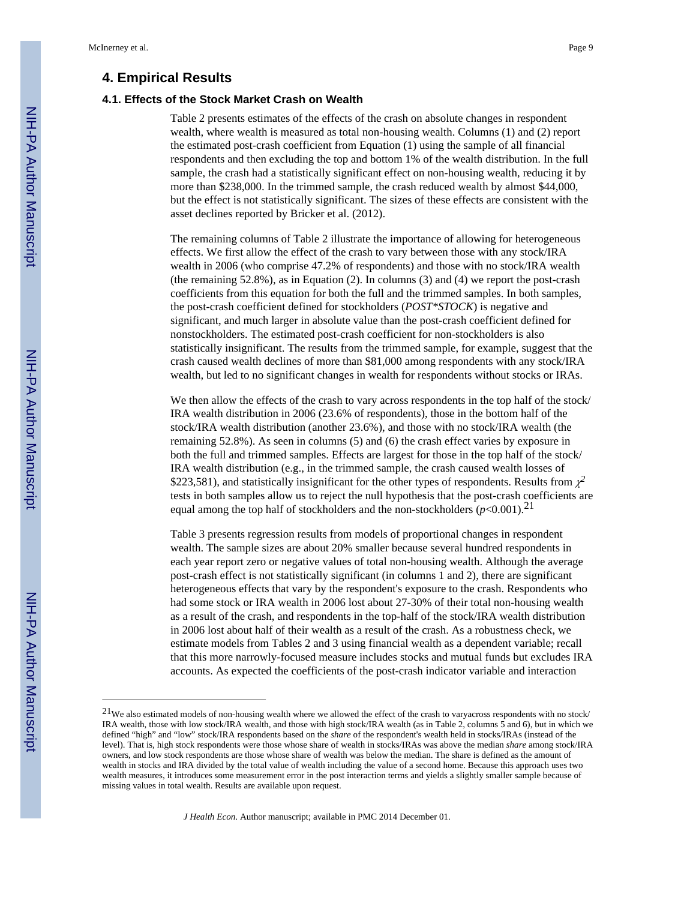## 4. Empirical Results

### 4.1. Effects of the Stock Market Crash on Wealth

Table 2 presents estimates of the effects of the crash on absolute changes in respondent wealth, where wealth is measured as total non-housing wealth. Columns (1) and (2) report the estimated post-crash coefficient from Equation (1) using the sample of all financial respondents and then excluding the top and bottom 1% of the wealth distribution. In the full sample, the crash had a statistically significant effect on non-housing wealth, reducing it by more than $238,000. In the trimmed sample, the crash reduced wealth by almost $44,000, but the effect is not statistically significant. The sizes of these effects are consistent with the asset declines reported by Bricker et al. (2012).

The remaining columns of Table 2 illustrate the importance of allowing for heterogeneous effects. We first allow the effect of the crash to vary between those with any stock/IRA wealth in 2006 (who comprise 47.2% of respondents) and those with no stock/IRA wealth (the remaining 52.8%), as in Equation (2). In columns (3) and (4) we report the post-crash coefficients from this equation for both the full and the trimmed samples. In both samples, the post-crash coefficient defined for stockholders (*POST\*STOCK*) is negative and significant, and much larger in absolute value than the post-crash coefficient defined for nonstockholders. The estimated post-crash coefficient for non-stockholders is also statistically insignificant. The results from the trimmed sample, for example, suggest that the crash caused wealth declines of more than $81,000 among respondents with any stock/IRA wealth, but led to no significant changes in wealth for respondents without stocks or IRAs.

We then allow the effects of the crash to vary across respondents in the top half of the stock/IRA wealth distribution in 2006 (23.6% of respondents), those in the bottom half of the stock/IRA wealth distribution (another 23.6%), and those with no stock/IRA wealth (the remaining 52.8%). As seen in columns (5) and (6) the crash effect varies by exposure in both the full and trimmed samples. Effects are largest for those in the top half of the stock/IRA wealth distribution (e.g., in the trimmed sample, the crash caused wealth losses of $223,581), and statistically insignificant for the other types of respondents. Results from $\chi^2$ tests in both samples allow us to reject the null hypothesis that the post-crash coefficients are equal among the top half of stockholders and the non-stockholders ($p<0.001$).[21]

Table 3 presents regression results from models of proportional changes in respondent wealth. The sample sizes are about 20% smaller because several hundred respondents in each year report zero or negative values of total non-housing wealth. Although the average post-crash effect is not statistically significant (in columns 1 and 2), there are significant heterogeneous effects that vary by the respondent's exposure to the crash. Respondents who had some stock or IRA wealth in 2006 lost about 27-30% of their total non-housing wealth as a result of the crash, and respondents in the top-half of the stock/IRA wealth distribution in 2006 lost about half of their wealth as a result of the crash. As a robustness check, we estimate models from Tables 2 and 3 using financial wealth as a dependent variable; recall that this more narrowly-focused measure includes stocks and mutual funds but excludes IRA accounts. As expected the coefficients of the post-crash indicator variable and interaction

---

[21]We also estimated models of non-housing wealth where we allowed the effect of the crash to varyacross respondents with no stock/IRA wealth, those with low stock/IRA wealth, and those with high stock/IRA wealth (as in Table 2, columns 5 and 6), but in which we defined "high" and "low" stock/IRA respondents based on the *share* of the respondent's wealth held in stocks/IRAs (instead of the level). That is, high stock respondents were those whose share of wealth in stocks/IRAs was above the median *share* among stock/IRA owners, and low stock respondents are those whose share of wealth was below the median. The share is defined as the amount of wealth in stocks and IRA divided by the total value of wealth including the value of a second home. Because this approach uses two wealth measures, it introduces some measurement error in the post interaction terms and yields a slightly smaller sample because of missing values in total wealth. Results are available upon request.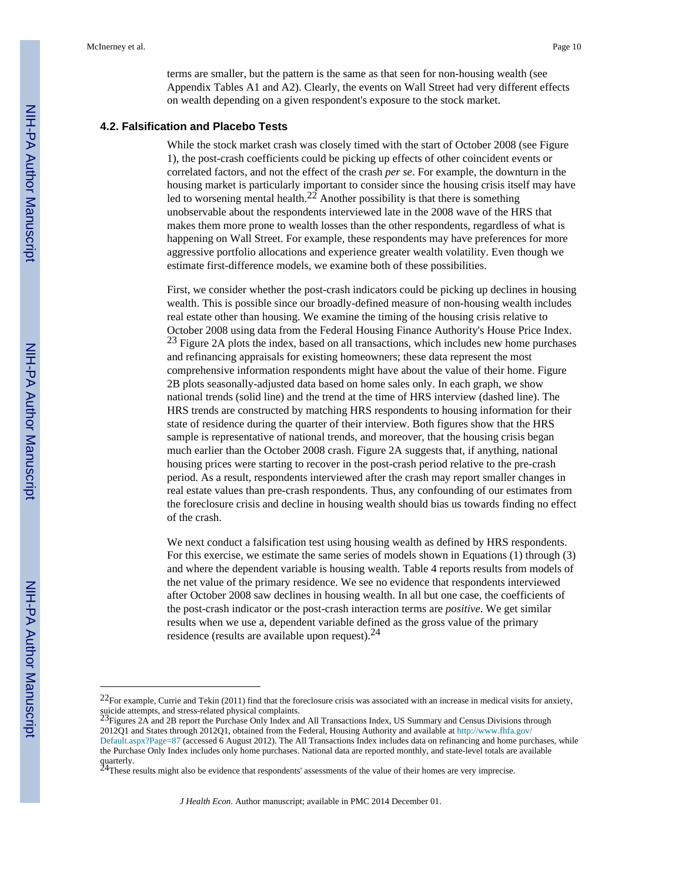terms are smaller, but the pattern is the same as that seen for non-housing wealth (see Appendix Tables A1 and A2). Clearly, the events on Wall Street had very different effects on wealth depending on a given respondent's exposure to the stock market.

### 4.2. Falsification and Placebo Tests

While the stock market crash was closely timed with the start of October 2008 (see Figure 1), the post-crash coefficients could be picking up effects of other coincident events or correlated factors, and not the effect of the crash *per se*. For example, the downturn in the housing market is particularly important to consider since the housing crisis itself may have led to worsening mental health.[22] Another possibility is that there is something unobservable about the respondents interviewed late in the 2008 wave of the HRS that makes them more prone to wealth losses than the other respondents, regardless of what is happening on Wall Street. For example, these respondents may have preferences for more aggressive portfolio allocations and experience greater wealth volatility. Even though we estimate first-difference models, we examine both of these possibilities.

First, we consider whether the post-crash indicators could be picking up declines in housing wealth. This is possible since our broadly-defined measure of non-housing wealth includes real estate other than housing. We examine the timing of the housing crisis relative to October 2008 using data from the Federal Housing Finance Authority's House Price Index.[23] Figure 2A plots the index, based on all transactions, which includes new home purchases and refinancing appraisals for existing homeowners; these data represent the most comprehensive information respondents might have about the value of their home. Figure 2B plots seasonally-adjusted data based on home sales only. In each graph, we show national trends (solid line) and the trend at the time of HRS interview (dashed line). The HRS trends are constructed by matching HRS respondents to housing information for their state of residence during the quarter of their interview. Both figures show that the HRS sample is representative of national trends, and moreover, that the housing crisis began much earlier than the October 2008 crash. Figure 2A suggests that, if anything, national housing prices were starting to recover in the post-crash period relative to the pre-crash period. As a result, respondents interviewed after the crash may report smaller changes in real estate values than pre-crash respondents. Thus, any confounding of our estimates from the foreclosure crisis and decline in housing wealth should bias us towards finding no effect of the crash.

We next conduct a falsification test using housing wealth as defined by HRS respondents. For this exercise, we estimate the same series of models shown in Equations (1) through (3) and where the dependent variable is housing wealth. Table 4 reports results from models of the net value of the primary residence. We see no evidence that respondents interviewed after October 2008 saw declines in housing wealth. In all but one case, the coefficients of the post-crash indicator or the post-crash interaction terms are *positive*. We get similar results when we use a, dependent variable defined as the gross value of the primary residence (results are available upon request).[24]

---

[22]For example, Currie and Tekin (2011) find that the foreclosure crisis was associated with an increase in medical visits for anxiety, suicide attempts, and stress-related physical complaints.

[23]Figures 2A and 2B report the Purchase Only Index and All Transactions Index, US Summary and Census Divisions through 2012Q1 and States through 2012Q1, obtained from the Federal, Housing Authority and available at http://www.fhfa.gov/Default.aspx?Page=87 (accessed 6 August 2012). The All Transactions Index includes data on refinancing and home purchases, while the Purchase Only Index includes only home purchases. National data are reported monthly, and state-level totals are available quarterly.

[24]These results might also be evidence that respondents' assessments of the value of their homes are very imprecise.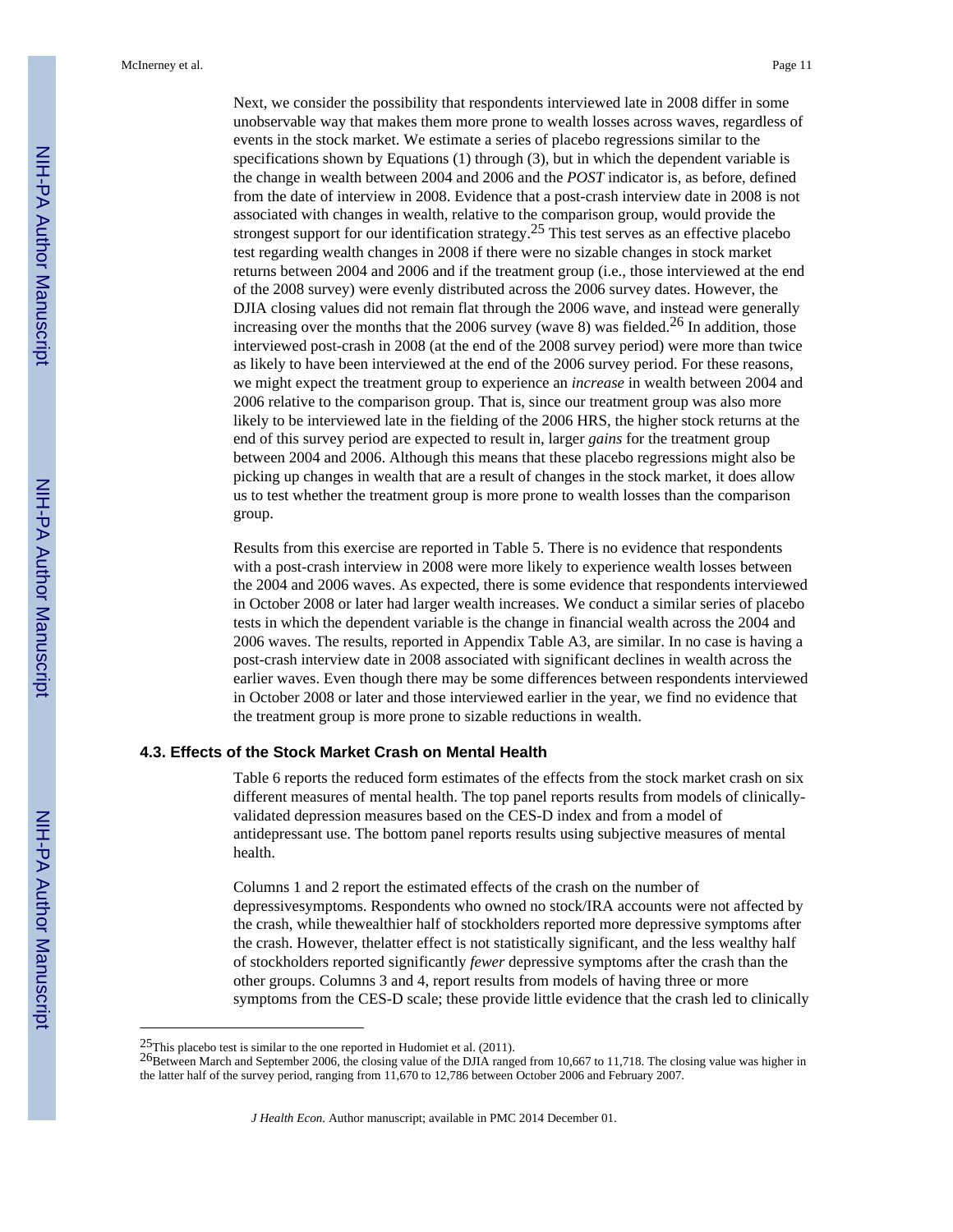Next, we consider the possibility that respondents interviewed late in 2008 differ in some unobservable way that makes them more prone to wealth losses across waves, regardless of events in the stock market. We estimate a series of placebo regressions similar to the specifications shown by Equations (1) through (3), but in which the dependent variable is the change in wealth between 2004 and 2006 and the *POST* indicator is, as before, defined from the date of interview in 2008. Evidence that a post-crash interview date in 2008 is not associated with changes in wealth, relative to the comparison group, would provide the strongest support for our identification strategy.[25] This test serves as an effective placebo test regarding wealth changes in 2008 if there were no sizable changes in stock market returns between 2004 and 2006 and if the treatment group (i.e., those interviewed at the end of the 2008 survey) were evenly distributed across the 2006 survey dates. However, the DJIA closing values did not remain flat through the 2006 wave, and instead were generally increasing over the months that the 2006 survey (wave 8) was fielded.[26] In addition, those interviewed post-crash in 2008 (at the end of the 2008 survey period) were more than twice as likely to have been interviewed at the end of the 2006 survey period. For these reasons, we might expect the treatment group to experience an *increase* in wealth between 2004 and 2006 relative to the comparison group. That is, since our treatment group was also more likely to be interviewed late in the fielding of the 2006 HRS, the higher stock returns at the end of this survey period are expected to result in, larger *gains* for the treatment group between 2004 and 2006. Although this means that these placebo regressions might also be picking up changes in wealth that are a result of changes in the stock market, it does allow us to test whether the treatment group is more prone to wealth losses than the comparison group.

Results from this exercise are reported in Table 5. There is no evidence that respondents with a post-crash interview in 2008 were more likely to experience wealth losses between the 2004 and 2006 waves. As expected, there is some evidence that respondents interviewed in October 2008 or later had larger wealth increases. We conduct a similar series of placebo tests in which the dependent variable is the change in financial wealth across the 2004 and 2006 waves. The results, reported in Appendix Table A3, are similar. In no case is having a post-crash interview date in 2008 associated with significant declines in wealth across the earlier waves. Even though there may be some differences between respondents interviewed in October 2008 or later and those interviewed earlier in the year, we find no evidence that the treatment group is more prone to sizable reductions in wealth.

### 4.3. Effects of the Stock Market Crash on Mental Health

Table 6 reports the reduced form estimates of the effects from the stock market crash on six different measures of mental health. The top panel reports results from models of clinically-validated depression measures based on the CES-D index and from a model of antidepressant use. The bottom panel reports results using subjective measures of mental health.

Columns 1 and 2 report the estimated effects of the crash on the number of depressivesymptoms. Respondents who owned no stock/IRA accounts were not affected by the crash, while thewealthier half of stockholders reported more depressive symptoms after the crash. However, thelatter effect is not statistically significant, and the less wealthy half of stockholders reported significantly *fewer* depressive symptoms after the crash than the other groups. Columns 3 and 4, report results from models of having three or more symptoms from the CES-D scale; these provide little evidence that the crash led to clinically

[25]This placebo test is similar to the one reported in Hudomiet et al. (2011).

[26]Between March and September 2006, the closing value of the DJIA ranged from 10,667 to 11,718. The closing value was higher in the latter half of the survey period, ranging from 11,670 to 12,786 between October 2006 and February 2007.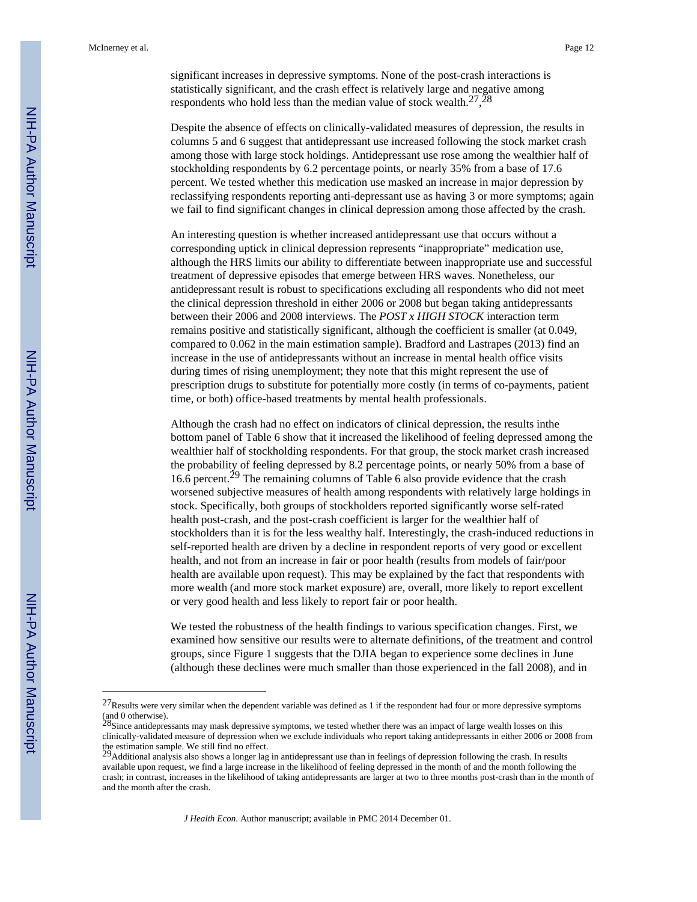significant increases in depressive symptoms. None of the post-crash interactions is statistically significant, and the crash effect is relatively large and negative among respondents who hold less than the median value of stock wealth.[27,28]

Despite the absence of effects on clinically-validated measures of depression, the results in columns 5 and 6 suggest that antidepressant use increased following the stock market crash among those with large stock holdings. Antidepressant use rose among the wealthier half of stockholding respondents by 6.2 percentage points, or nearly 35% from a base of 17.6 percent. We tested whether this medication use masked an increase in major depression by reclassifying respondents reporting anti-depressant use as having 3 or more symptoms; again we fail to find significant changes in clinical depression among those affected by the crash.

An interesting question is whether increased antidepressant use that occurs without a corresponding uptick in clinical depression represents "inappropriate" medication use, although the HRS limits our ability to differentiate between inappropriate use and successful treatment of depressive episodes that emerge between HRS waves. Nonetheless, our antidepressant result is robust to specifications excluding all respondents who did not meet the clinical depression threshold in either 2006 or 2008 but began taking antidepressants between their 2006 and 2008 interviews. The *POST x HIGH STOCK* interaction term remains positive and statistically significant, although the coefficient is smaller (at 0.049, compared to 0.062 in the main estimation sample). Bradford and Lastrapes (2013) find an increase in the use of antidepressants without an increase in mental health office visits during times of rising unemployment; they note that this might represent the use of prescription drugs to substitute for potentially more costly (in terms of co-payments, patient time, or both) office-based treatments by mental health professionals.

Although the crash had no effect on indicators of clinical depression, the results inthe bottom panel of Table 6 show that it increased the likelihood of feeling depressed among the wealthier half of stockholding respondents. For that group, the stock market crash increased the probability of feeling depressed by 8.2 percentage points, or nearly 50% from a base of 16.6 percent.[29] The remaining columns of Table 6 also provide evidence that the crash worsened subjective measures of health among respondents with relatively large holdings in stock. Specifically, both groups of stockholders reported significantly worse self-rated health post-crash, and the post-crash coefficient is larger for the wealthier half of stockholders than it is for the less wealthy half. Interestingly, the crash-induced reductions in self-reported health are driven by a decline in respondent reports of very good or excellent health, and not from an increase in fair or poor health (results from models of fair/poor health are available upon request). This may be explained by the fact that respondents with more wealth (and more stock market exposure) are, overall, more likely to report excellent or very good health and less likely to report fair or poor health.

We tested the robustness of the health findings to various specification changes. First, we examined how sensitive our results were to alternate definitions, of the treatment and control groups, since Figure 1 suggests that the DJIA began to experience some declines in June (although these declines were much smaller than those experienced in the fall 2008), and in

[27] Results were very similar when the dependent variable was defined as 1 if the respondent had four or more depressive symptoms (and 0 otherwise).

[28] Since antidepressants may mask depressive symptoms, we tested whether there was an impact of large wealth losses on this clinically-validated measure of depression when we exclude individuals who report taking antidepressants in either 2006 or 2008 from the estimation sample. We still find no effect.

[29] Additional analysis also shows a longer lag in antidepressant use than in feelings of depression following the crash. In results available upon request, we find a large increase in the likelihood of feeling depressed in the month of and the month following the crash; in contrast, increases in the likelihood of taking antidepressants are larger at two to three months post-crash than in the month of and the month after the crash.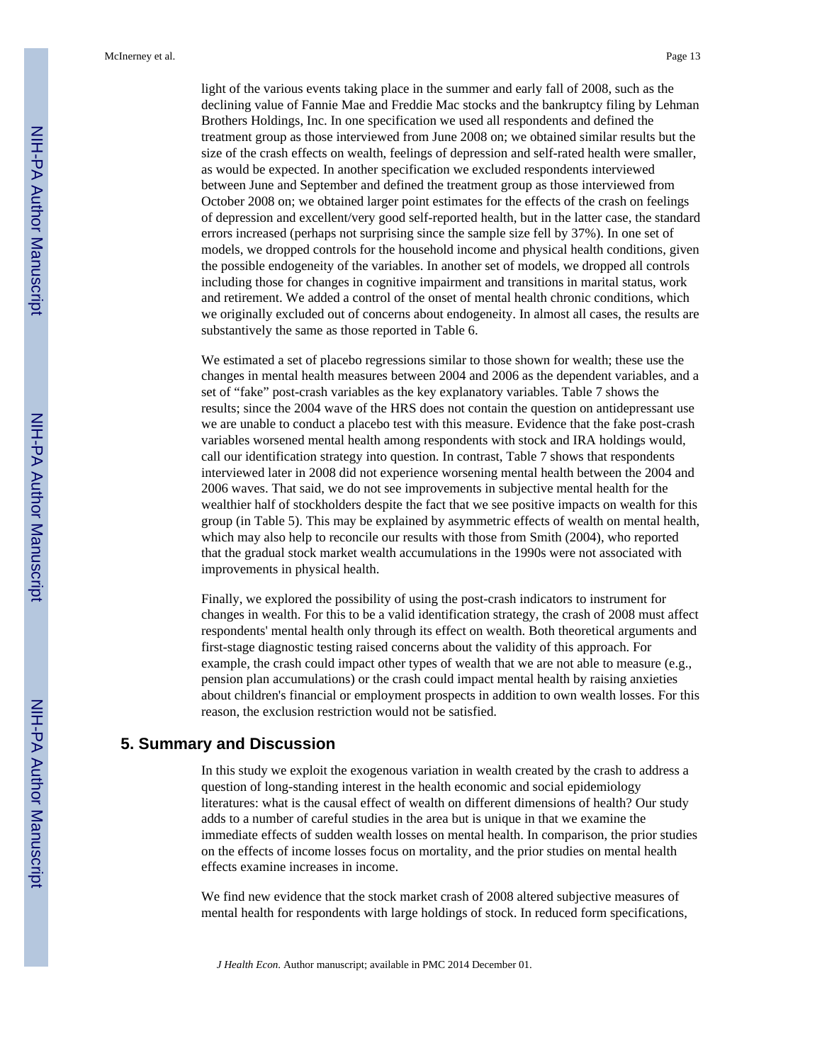light of the various events taking place in the summer and early fall of 2008, such as the declining value of Fannie Mae and Freddie Mac stocks and the bankruptcy filing by Lehman Brothers Holdings, Inc. In one specification we used all respondents and defined the treatment group as those interviewed from June 2008 on; we obtained similar results but the size of the crash effects on wealth, feelings of depression and self-rated health were smaller, as would be expected. In another specification we excluded respondents interviewed between June and September and defined the treatment group as those interviewed from October 2008 on; we obtained larger point estimates for the effects of the crash on feelings of depression and excellent/very good self-reported health, but in the latter case, the standard errors increased (perhaps not surprising since the sample size fell by 37%). In one set of models, we dropped controls for the household income and physical health conditions, given the possible endogeneity of the variables. In another set of models, we dropped all controls including those for changes in cognitive impairment and transitions in marital status, work and retirement. We added a control of the onset of mental health chronic conditions, which we originally excluded out of concerns about endogeneity. In almost all cases, the results are substantively the same as those reported in Table 6.

We estimated a set of placebo regressions similar to those shown for wealth; these use the changes in mental health measures between 2004 and 2006 as the dependent variables, and a set of "fake" post-crash variables as the key explanatory variables. Table 7 shows the results; since the 2004 wave of the HRS does not contain the question on antidepressant use we are unable to conduct a placebo test with this measure. Evidence that the fake post-crash variables worsened mental health among respondents with stock and IRA holdings would, call our identification strategy into question. In contrast, Table 7 shows that respondents interviewed later in 2008 did not experience worsening mental health between the 2004 and 2006 waves. That said, we do not see improvements in subjective mental health for the wealthier half of stockholders despite the fact that we see positive impacts on wealth for this group (in Table 5). This may be explained by asymmetric effects of wealth on mental health, which may also help to reconcile our results with those from Smith (2004), who reported that the gradual stock market wealth accumulations in the 1990s were not associated with improvements in physical health.

Finally, we explored the possibility of using the post-crash indicators to instrument for changes in wealth. For this to be a valid identification strategy, the crash of 2008 must affect respondents' mental health only through its effect on wealth. Both theoretical arguments and first-stage diagnostic testing raised concerns about the validity of this approach. For example, the crash could impact other types of wealth that we are not able to measure (e.g., pension plan accumulations) or the crash could impact mental health by raising anxieties about children's financial or employment prospects in addition to own wealth losses. For this reason, the exclusion restriction would not be satisfied.

## 5. Summary and Discussion

In this study we exploit the exogenous variation in wealth created by the crash to address a question of long-standing interest in the health economic and social epidemiology literatures: what is the causal effect of wealth on different dimensions of health? Our study adds to a number of careful studies in the area but is unique in that we examine the immediate effects of sudden wealth losses on mental health. In comparison, the prior studies on the effects of income losses focus on mortality, and the prior studies on mental health effects examine increases in income.

We find new evidence that the stock market crash of 2008 altered subjective measures of mental health for respondents with large holdings of stock. In reduced form specifications,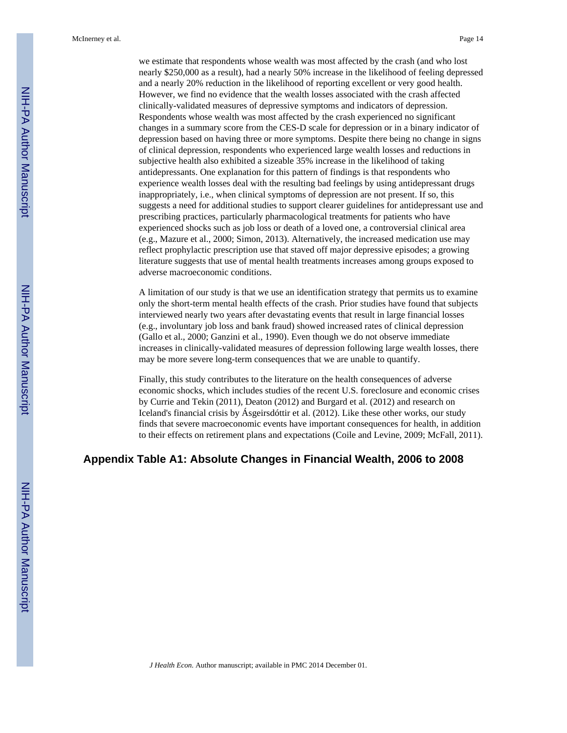we estimate that respondents whose wealth was most affected by the crash (and who lost nearly \$250,000 as a result), had a nearly 50% increase in the likelihood of feeling depressed and a nearly 20% reduction in the likelihood of reporting excellent or very good health. However, we find no evidence that the wealth losses associated with the crash affected clinically-validated measures of depressive symptoms and indicators of depression. Respondents whose wealth was most affected by the crash experienced no significant changes in a summary score from the CES-D scale for depression or in a binary indicator of depression based on having three or more symptoms. Despite there being no change in signs of clinical depression, respondents who experienced large wealth losses and reductions in subjective health also exhibited a sizeable 35% increase in the likelihood of taking antidepressants. One explanation for this pattern of findings is that respondents who experience wealth losses deal with the resulting bad feelings by using antidepressant drugs inappropriately, i.e., when clinical symptoms of depression are not present. If so, this suggests a need for additional studies to support clearer guidelines for antidepressant use and prescribing practices, particularly pharmacological treatments for patients who have experienced shocks such as job loss or death of a loved one, a controversial clinical area (e.g., Mazure et al., 2000; Simon, 2013). Alternatively, the increased medication use may reflect prophylactic prescription use that staved off major depressive episodes; a growing literature suggests that use of mental health treatments increases among groups exposed to adverse macroeconomic conditions.

A limitation of our study is that we use an identification strategy that permits us to examine only the short-term mental health effects of the crash. Prior studies have found that subjects interviewed nearly two years after devastating events that result in large financial losses (e.g., involuntary job loss and bank fraud) showed increased rates of clinical depression (Gallo et al., 2000; Ganzini et al., 1990). Even though we do not observe immediate increases in clinically-validated measures of depression following large wealth losses, there may be more severe long-term consequences that we are unable to quantify.

Finally, this study contributes to the literature on the health consequences of adverse economic shocks, which includes studies of the recent U.S. foreclosure and economic crises by Currie and Tekin (2011), Deaton (2012) and Burgard et al. (2012) and research on Iceland's financial crisis by Ásgeirsdóttir et al. (2012). Like these other works, our study finds that severe macroeconomic events have important consequences for health, in addition to their effects on retirement plans and expectations (Coile and Levine, 2009; McFall, 2011).

## Appendix Table A1: Absolute Changes in Financial Wealth, 2006 to 2008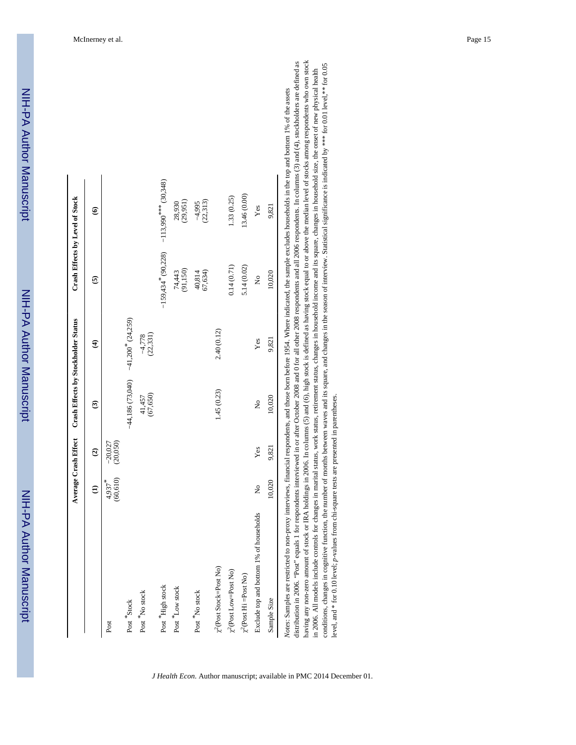| | Average Crash Effect | | Crash Effects by Stockholder Status | | Crash Effects by Level of Stock | |
|---|---|---|---|---|---|---|
| | (1) | (2) | (3) | (4) | (5) | (6) |
| Post | 4,937* (60,610) | −20,027 (20,050) | | | | |
| Post *Stock | | | −44,186 (73,040) | −41,200* (24,259) | | |
| Post *No stock | | | 41,457 (67,650) | −4,778 (22,331) | | |
| Post *High stock | | | | | −159,434* (90,228) | −113,990*** (30,348) |
| Post *Low stock | | | | | 74,443 (91,150) | 28,930 (29,951) |
| Post *No stock | | | | | 40,814 67,634) | −4,995 (22,313) |
| $\chi^2$(Post Stock=Post No) | | | 1.45 (0.23) | 2.40 (0.12) | | |
| $\chi^2$(Post Low=Post No) | | | | | 0.14 (0.71) | 1.33 (0.25) |
| $\chi^2$(Post Hi =Post No) | | | | | 5.14 (0.02) | 13.46 (0.00) |
| Exclude top and bottom 1% of households | No | Yes | No | Yes | No | Yes |
| Sample Size | 10,020 | 9,821 | 10,020 | 9,821 | 10,020 | 9,821 |

*Notes*: Samples are restricted to non-proxy interviews, financial respondents, and those born before 1954. Where indicated, the sample excludes households in the top and bottom 1% of the assets distribution in 2006. "Post" equals 1 for respondents interviewed in or after October 2008 and 0 for all other 2008 respondents and all 2006 respondents. In columns (3) and (4), stockholders are defined as having any non-zero amount of stock or IRA holdings in 2006. In columns (5) and (6), high stock is defined as having stock equal to or above the median level of stocks among respondents who own stock in 2006. All models include controls for changes in marital status, work status, retirement status, changes in household income and its square, changes in household size, the onset of new physical health conditions, changes in cognitive function, the number of months between waves and its square, and changes in the season of interview. Statistical significance is indicated by *** for 0.01 level,** for 0.05 level, and * for 0.10 level; *p*-values from chi-square tests are presented in parentheses.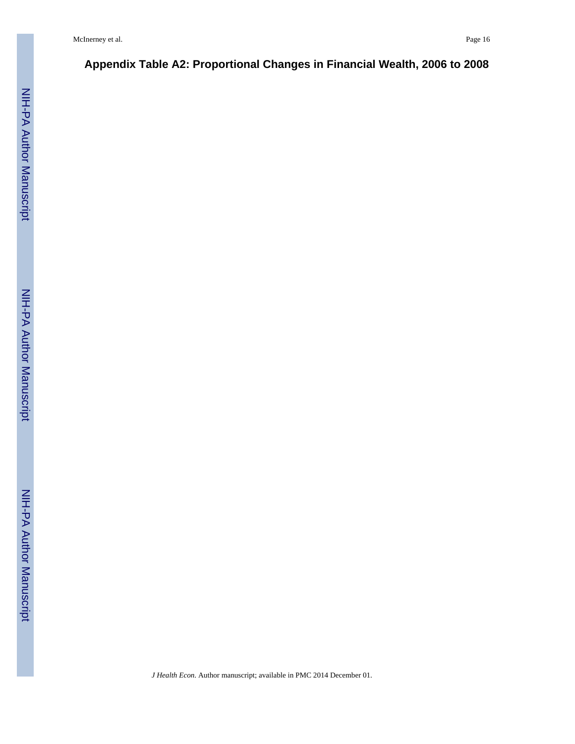## Appendix Table A2: Proportional Changes in Financial Wealth, 2006 to 2008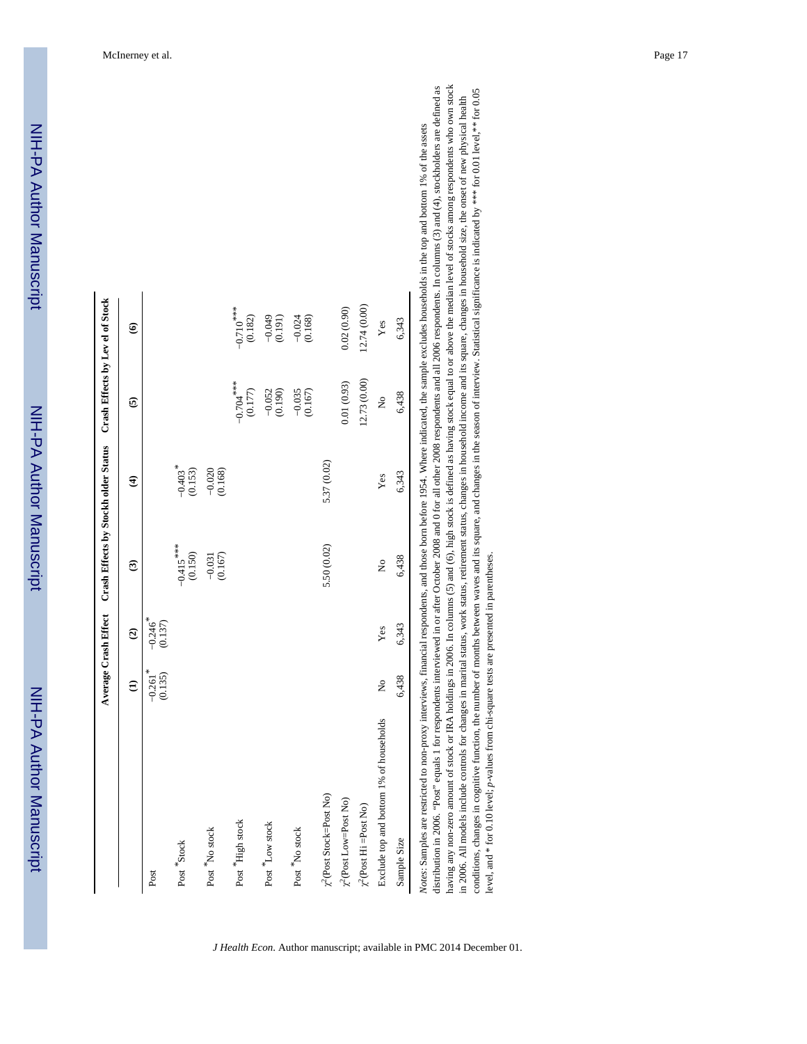| | Average Crash Effect | | Crash Effects by Stockholder Status | | Crash Effects by Level of Stock | |
|---|---|---|---|---|---|---|
| | (1) | (2) | (3) | (4) | (5) | (6) |
| Post | −0.261* (0.135) | −0.246* (0.137) | | | | |
| Post *Stock | | | −0.415*** (0.150) | −0.403* (0.153) | | |
| Post *No stock | | | −0.031 (0.167) | −0.020 (0.168) | | |
| Post *High stock | | | | | −0.704*** (0.177) | −0.710*** (0.182) |
| Post *Low stock | | | | | −0.052 (0.190) | −0.049 (0.191) |
| Post *No stock | | | | | −0.035 (0.167) | −0.024 (0.168) |
| $\chi^2$(Post Stock=Post No) | | | 5.50 (0.02) | 5.37 (0.02) | | |
| $\chi^2$(Post Low=Post No) | | | | | 0.01 (0.93) | 0.02 (0.90) |
| $\chi^2$(Post Hi =Post No) | | | | | 12.73 (0.00) | 12.74 (0.00) |
| Exclude top and bottom 1% of households | No | Yes | No | Yes | No | Yes |
| Sample Size | 6,438 | 6,343 | 6,438 | 6,343 | 6,438 | 6,343 |

*Notes*: Samples are restricted to non-proxy interviews, financial respondents, and those born before 1954. Where indicated, the sample excludes households in the top and bottom 1% of the assets distribution in 2006. "Post" equals 1 for respondents interviewed in or after October 2008 and 0 for all other 2008 respondents and all 2006 respondents. In columns (3) and (4), stockholders are defined as having any non-zero amount of stock or IRA holdings in 2006. In columns (5) and (6), high stock is defined as having stock equal to or above the median level of stocks among respondents who own stock in 2006. All models include controls for changes in marital status, work status, retirement status, changes in household income and its square, changes in household size, the onset of new physical health conditions, changes in cognitive function, the number of months between waves and its square, and changes in the season of interview. Statistical significance is indicated by *** for 0.01 level,** for 0.05 level, and * for 0.10 level; *p*-values from chi-square tests are presented in parentheses.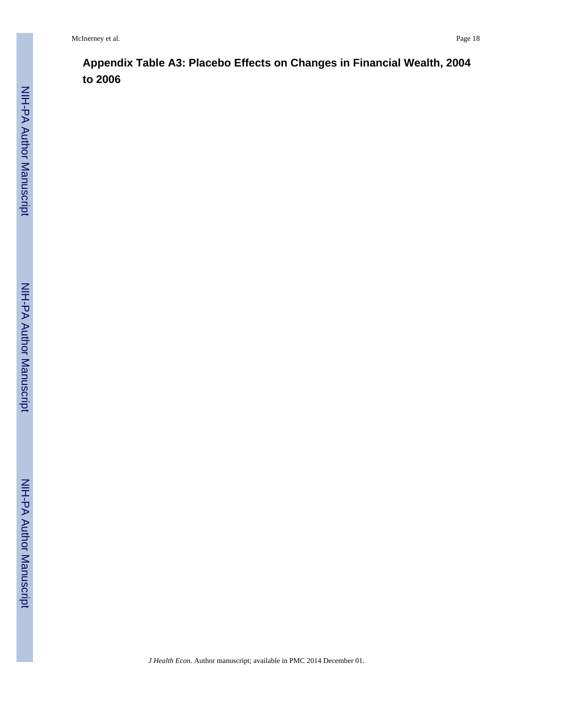## Appendix Table A3: Placebo Effects on Changes in Financial Wealth, 2004 to 2006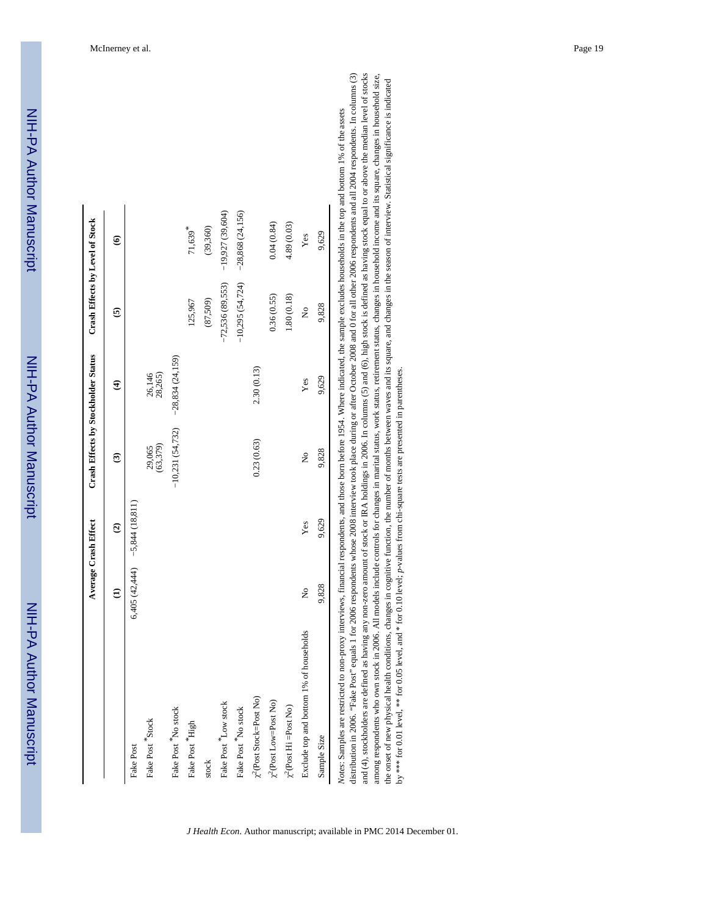| | Average Crash Effect | | Crash Effects by Stockholder Status | | Crash Effects by Level of Stock | |
|---|---|---|---|---|---|---|
| | (1) | (2) | (3) | (4) | (5) | (6) |
| Fake Post | 6,405 (42,444) | −5,844 (18,811) | | | | |
| Fake Post *Stock | | | 29,065 (63,379) | 26,146 28,265) | | |
| Fake Post *No stock | | | −10,231 (54,732) | −28,834 (24,159) | | |
| Fake Post *High stock | | | | | 125,967 (87,509) | 71,639* (39,360) |
| Fake Post *Low stock | | | | | −72,536 (89,553) | −19,927 (39,604) |
| Fake Post *No stock | | | | | −10,295 (54,724) | −28,868 (24,156) |
| $\chi^2$(Post Stock=Post No) | | | 0.23 (0.63) | 2.30 (0.13) | | |
| $\chi^2$(Post Low=Post No) | | | | | 0.36 (0.55) | 0.04 (0.84) |
| $\chi^2$(Post Hi =Post No) | | | | | 1.80 (0.18) | 4.89 (0.03) |
| Exclude top and bottom 1% of households | No | Yes | No | Yes | No | Yes |
| Sample Size | 9,828 | 9,629 | 9,828 | 9,629 | 9,828 | 9,629 |

*Notes*: Samples are restricted to non-proxy interviews, financial respondents, and those born before 1954. Where indicated, the sample excludes households in the top and bottom 1% of the assets distribution in 2006. "Fake Post" equals 1 for 2006 respondents whose 2008 interview took place during or after October 2008 and 0 for all other 2006 respondents and all 2004 respondents. In columns (3) and (4), stockholders are defined as having any non-zero amount of stock or IRA holdings in 2006. In columns (5) and (6), high stock is defined as having stock equal to or above the median level of stocks among respondents who own stock in 2006. All models include controls for changes in marital status, work status, retirement status, changes in household income and its square, changes in household size, the onset of new physical health conditions, changes in cognitive function, the number of months between waves and its square, and changes in the season of interview. Statistical significance is indicated by *** for 0.01 level, ** for 0.05 level, and * for 0.10 level; *p*-values from chi-square tests are presented in parentheses.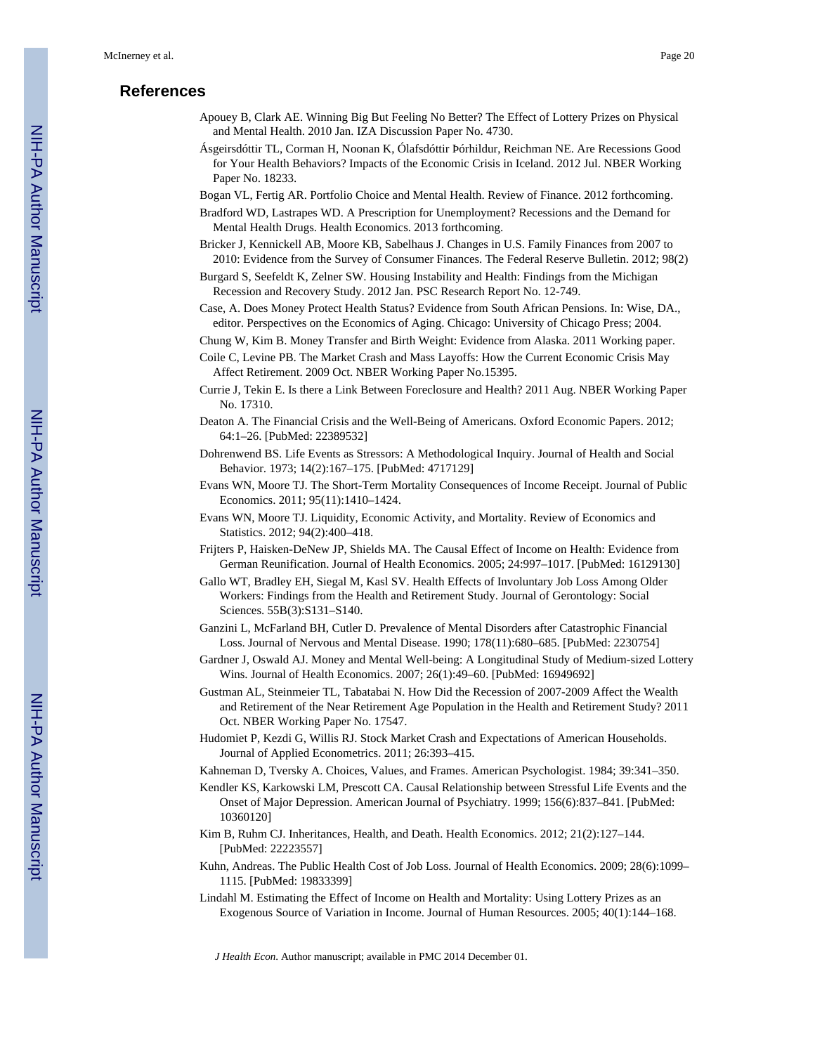## References

Apouey B, Clark AE. Winning Big But Feeling No Better? The Effect of Lottery Prizes on Physical and Mental Health. 2010 Jan. IZA Discussion Paper No. 4730.

Ásgeirsdóttir TL, Corman H, Noonan K, Ólafsdóttir Þórhildur, Reichman NE. Are Recessions Good for Your Health Behaviors? Impacts of the Economic Crisis in Iceland. 2012 Jul. NBER Working Paper No. 18233.

Bogan VL, Fertig AR. Portfolio Choice and Mental Health. Review of Finance. 2012 forthcoming.

Bradford WD, Lastrapes WD. A Prescription for Unemployment? Recessions and the Demand for Mental Health Drugs. Health Economics. 2013 forthcoming.

Bricker J, Kennickell AB, Moore KB, Sabelhaus J. Changes in U.S. Family Finances from 2007 to 2010: Evidence from the Survey of Consumer Finances. The Federal Reserve Bulletin. 2012; 98(2)

Burgard S, Seefeldt K, Zelner SW. Housing Instability and Health: Findings from the Michigan Recession and Recovery Study. 2012 Jan. PSC Research Report No. 12-749.

Case, A. Does Money Protect Health Status? Evidence from South African Pensions. In: Wise, DA., editor. Perspectives on the Economics of Aging. Chicago: University of Chicago Press; 2004.

Chung W, Kim B. Money Transfer and Birth Weight: Evidence from Alaska. 2011 Working paper.

Coile C, Levine PB. The Market Crash and Mass Layoffs: How the Current Economic Crisis May Affect Retirement. 2009 Oct. NBER Working Paper No.15395.

Currie J, Tekin E. Is there a Link Between Foreclosure and Health? 2011 Aug. NBER Working Paper No. 17310.

Deaton A. The Financial Crisis and the Well-Being of Americans. Oxford Economic Papers. 2012; 64:1–26. [PubMed: 22389532]

Dohrenwend BS. Life Events as Stressors: A Methodological Inquiry. Journal of Health and Social Behavior. 1973; 14(2):167–175. [PubMed: 4717129]

Evans WN, Moore TJ. The Short-Term Mortality Consequences of Income Receipt. Journal of Public Economics. 2011; 95(11):1410–1424.

Evans WN, Moore TJ. Liquidity, Economic Activity, and Mortality. Review of Economics and Statistics. 2012; 94(2):400–418.

Frijters P, Haisken-DeNew JP, Shields MA. The Causal Effect of Income on Health: Evidence from German Reunification. Journal of Health Economics. 2005; 24:997–1017. [PubMed: 16129130]

Gallo WT, Bradley EH, Siegal M, Kasl SV. Health Effects of Involuntary Job Loss Among Older Workers: Findings from the Health and Retirement Study. Journal of Gerontology: Social Sciences. 55B(3):S131–S140.

Ganzini L, McFarland BH, Cutler D. Prevalence of Mental Disorders after Catastrophic Financial Loss. Journal of Nervous and Mental Disease. 1990; 178(11):680–685. [PubMed: 2230754]

Gardner J, Oswald AJ. Money and Mental Well-being: A Longitudinal Study of Medium-sized Lottery Wins. Journal of Health Economics. 2007; 26(1):49–60. [PubMed: 16949692]

Gustman AL, Steinmeier TL, Tabatabai N. How Did the Recession of 2007-2009 Affect the Wealth and Retirement of the Near Retirement Age Population in the Health and Retirement Study? 2011 Oct. NBER Working Paper No. 17547.

Hudomiet P, Kezdi G, Willis RJ. Stock Market Crash and Expectations of American Households. Journal of Applied Econometrics. 2011; 26:393–415.

Kahneman D, Tversky A. Choices, Values, and Frames. American Psychologist. 1984; 39:341–350.

Kendler KS, Karkowski LM, Prescott CA. Causal Relationship between Stressful Life Events and the Onset of Major Depression. American Journal of Psychiatry. 1999; 156(6):837–841. [PubMed: 10360120]

Kim B, Ruhm CJ. Inheritances, Health, and Death. Health Economics. 2012; 21(2):127–144. [PubMed: 22223557]

Kuhn, Andreas. The Public Health Cost of Job Loss. Journal of Health Economics. 2009; 28(6):1099–1115. [PubMed: 19833399]

Lindahl M. Estimating the Effect of Income on Health and Mortality: Using Lottery Prizes as an Exogenous Source of Variation in Income. Journal of Human Resources. 2005; 40(1):144–168.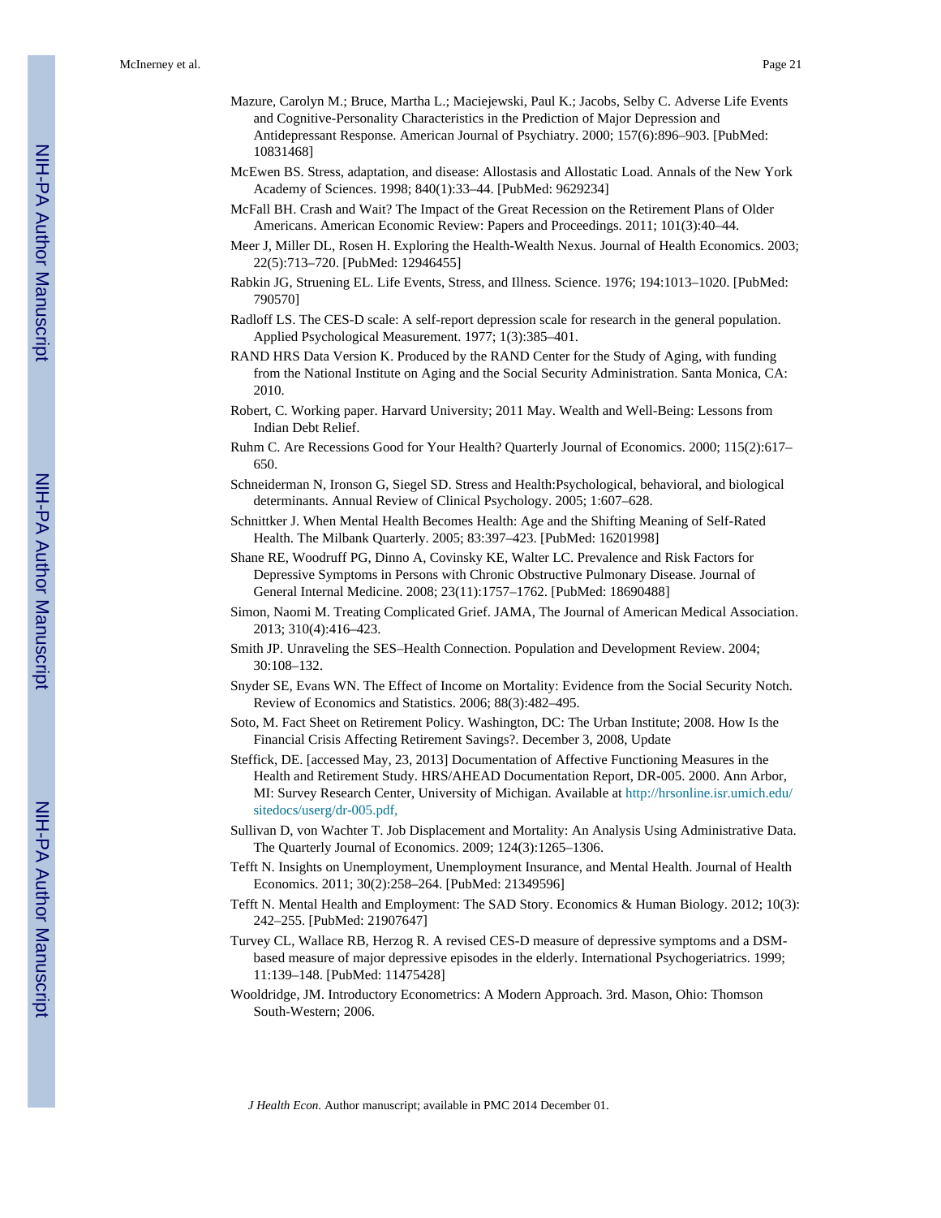Mazure, Carolyn M.; Bruce, Martha L.; Maciejewski, Paul K.; Jacobs, Selby C. Adverse Life Events and Cognitive-Personality Characteristics in the Prediction of Major Depression and Antidepressant Response. American Journal of Psychiatry. 2000; 157(6):896–903. [PubMed: 10831468]

McEwen BS. Stress, adaptation, and disease: Allostasis and Allostatic Load. Annals of the New York Academy of Sciences. 1998; 840(1):33–44. [PubMed: 9629234]

McFall BH. Crash and Wait? The Impact of the Great Recession on the Retirement Plans of Older Americans. American Economic Review: Papers and Proceedings. 2011; 101(3):40–44.

Meer J, Miller DL, Rosen H. Exploring the Health-Wealth Nexus. Journal of Health Economics. 2003; 22(5):713–720. [PubMed: 12946455]

Rabkin JG, Struening EL. Life Events, Stress, and Illness. Science. 1976; 194:1013–1020. [PubMed: 790570]

Radloff LS. The CES-D scale: A self-report depression scale for research in the general population. Applied Psychological Measurement. 1977; 1(3):385–401.

RAND HRS Data Version K. Produced by the RAND Center for the Study of Aging, with funding from the National Institute on Aging and the Social Security Administration. Santa Monica, CA: 2010.

Robert, C. Working paper. Harvard University; 2011 May. Wealth and Well-Being: Lessons from Indian Debt Relief.

Ruhm C. Are Recessions Good for Your Health? Quarterly Journal of Economics. 2000; 115(2):617–650.

Schneiderman N, Ironson G, Siegel SD. Stress and Health:Psychological, behavioral, and biological determinants. Annual Review of Clinical Psychology. 2005; 1:607–628.

Schnittker J. When Mental Health Becomes Health: Age and the Shifting Meaning of Self-Rated Health. The Milbank Quarterly. 2005; 83:397–423. [PubMed: 16201998]

Shane RE, Woodruff PG, Dinno A, Covinsky KE, Walter LC. Prevalence and Risk Factors for Depressive Symptoms in Persons with Chronic Obstructive Pulmonary Disease. Journal of General Internal Medicine. 2008; 23(11):1757–1762. [PubMed: 18690488]

Simon, Naomi M. Treating Complicated Grief. JAMA, The Journal of American Medical Association. 2013; 310(4):416–423.

Smith JP. Unraveling the SES–Health Connection. Population and Development Review. 2004; 30:108–132.

Snyder SE, Evans WN. The Effect of Income on Mortality: Evidence from the Social Security Notch. Review of Economics and Statistics. 2006; 88(3):482–495.

Soto, M. Fact Sheet on Retirement Policy. Washington, DC: The Urban Institute; 2008. How Is the Financial Crisis Affecting Retirement Savings?. December 3, 2008, Update

Steffick, DE. [accessed May, 23, 2013] Documentation of Affective Functioning Measures in the Health and Retirement Study. HRS/AHEAD Documentation Report, DR-005. 2000. Ann Arbor, MI: Survey Research Center, University of Michigan. Available at http://hrsonline.isr.umich.edu/sitedocs/userg/dr-005.pdf,

Sullivan D, von Wachter T. Job Displacement and Mortality: An Analysis Using Administrative Data. The Quarterly Journal of Economics. 2009; 124(3):1265–1306.

Tefft N. Insights on Unemployment, Unemployment Insurance, and Mental Health. Journal of Health Economics. 2011; 30(2):258–264. [PubMed: 21349596]

Tefft N. Mental Health and Employment: The SAD Story. Economics & Human Biology. 2012; 10(3):242–255. [PubMed: 21907647]

Turvey CL, Wallace RB, Herzog R. A revised CES-D measure of depressive symptoms and a DSM-based measure of major depressive episodes in the elderly. International Psychogeriatrics. 1999; 11:139–148. [PubMed: 11475428]

Wooldridge, JM. Introductory Econometrics: A Modern Approach. 3rd. Mason, Ohio: Thomson South-Western; 2006.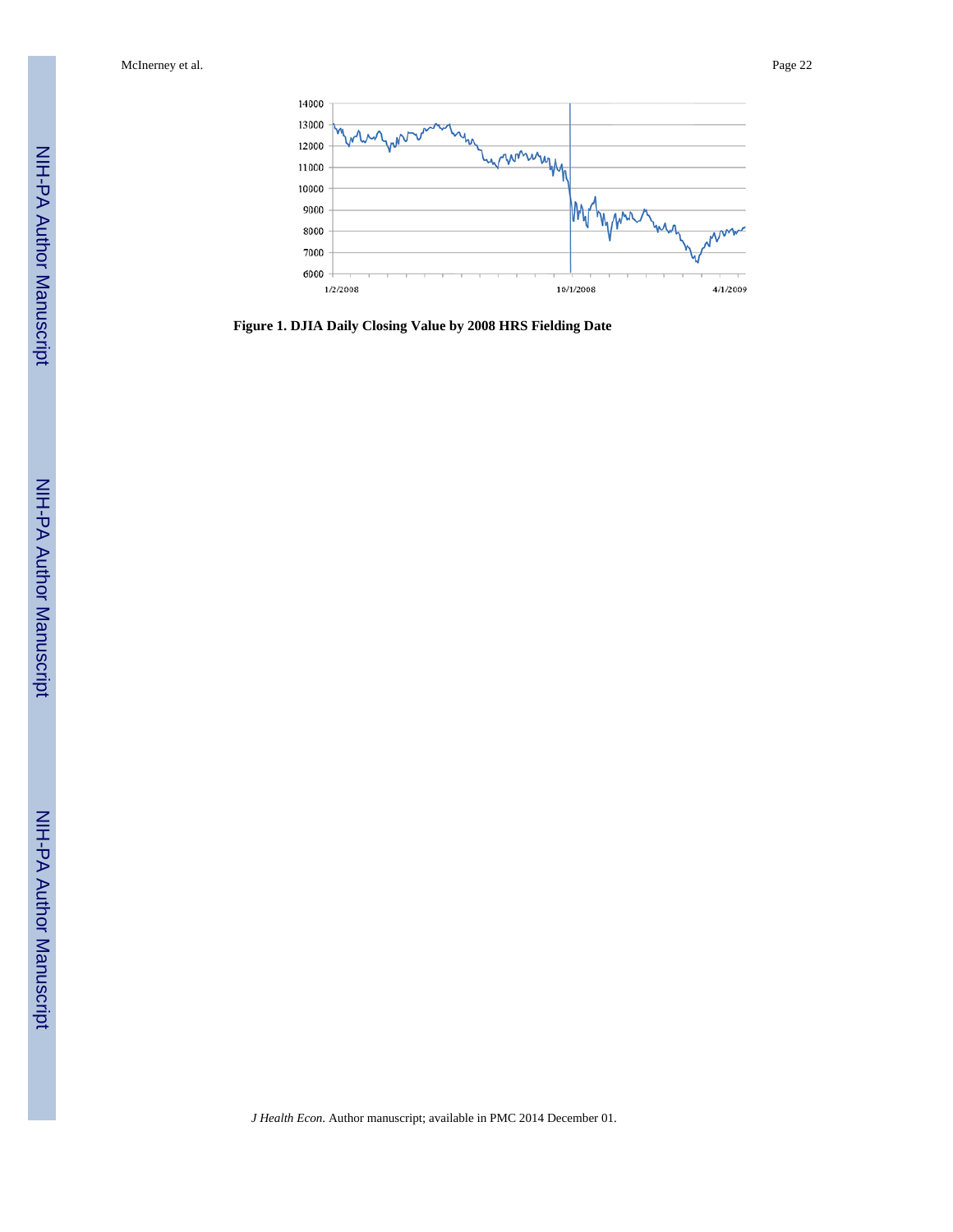14000
13000
12000
11000
10000
9000
8000
7000
6000

1/2/2008
10/1/2008
4/1/2009

**Figure 1. DJIA Daily Closing Value by 2008 HRS Fielding Date**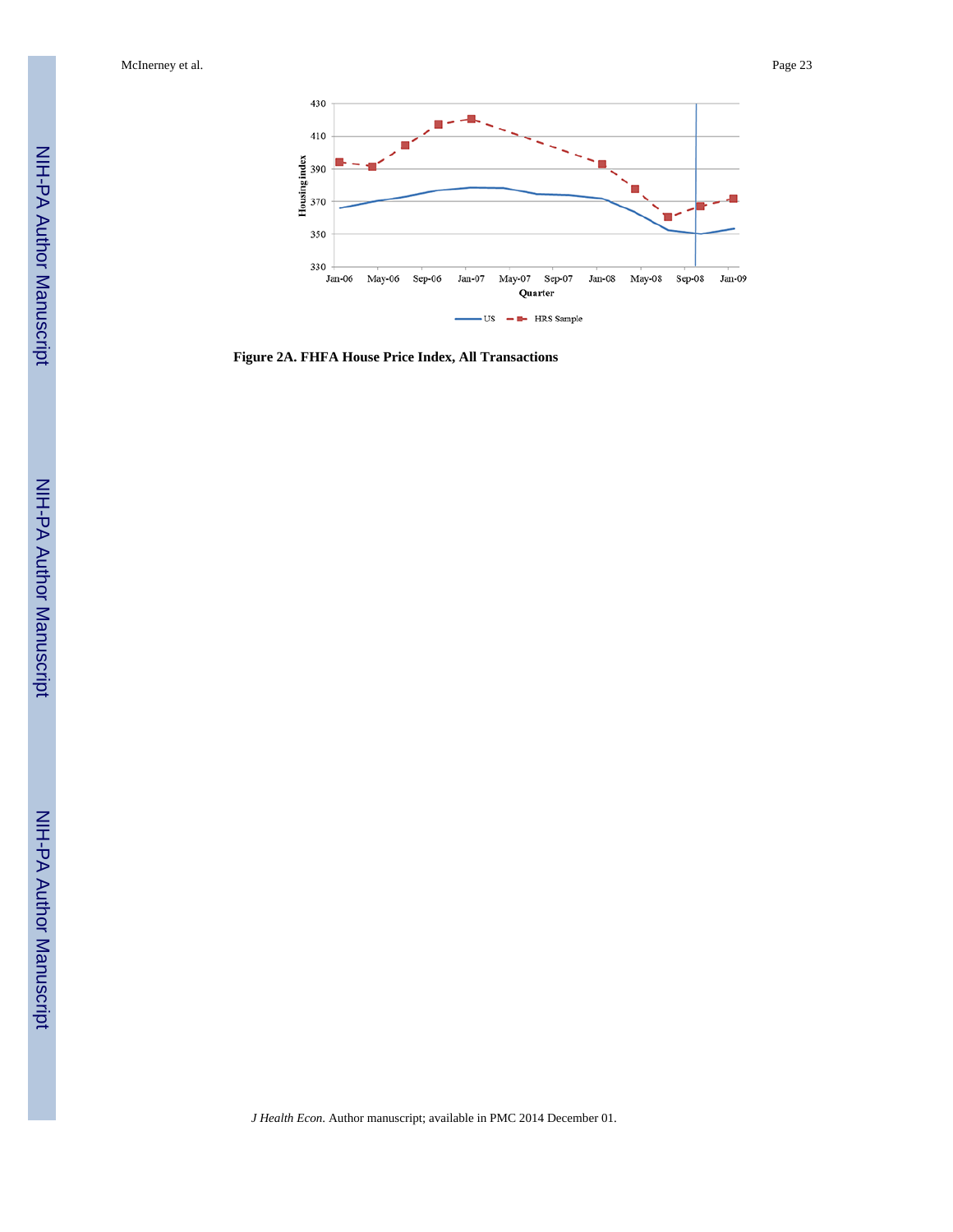430

410

390

370

350

330

Housing index

Jan-06 May-06 Sep-06 Jan-07 May-07 Sep-07 Jan-08 May-08 Sep-08 Jan-09

Quarter

US HRS Sample

**Figure 2A. FHFA House Price Index, All Transactions**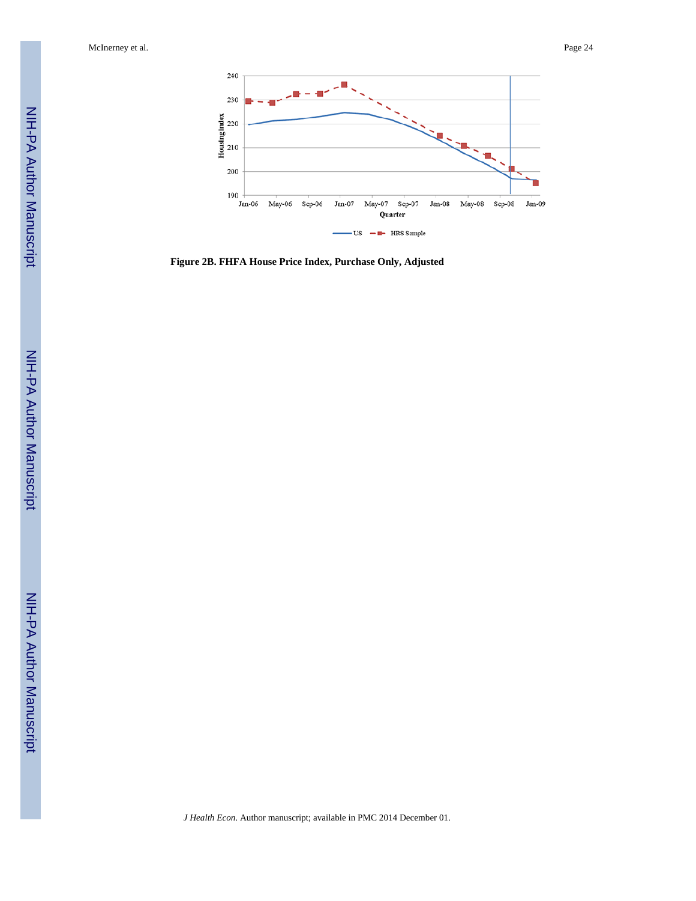240
230
220
210
200
190

Housing index

Jan-06 May-06 Sep-06 Jan-07 May-07 Sep-07 Jan-08 May-08 Sep-08 Jan-09

Quarter

US HRS Sample

**Figure 2B. FHFA House Price Index, Purchase Only, Adjusted**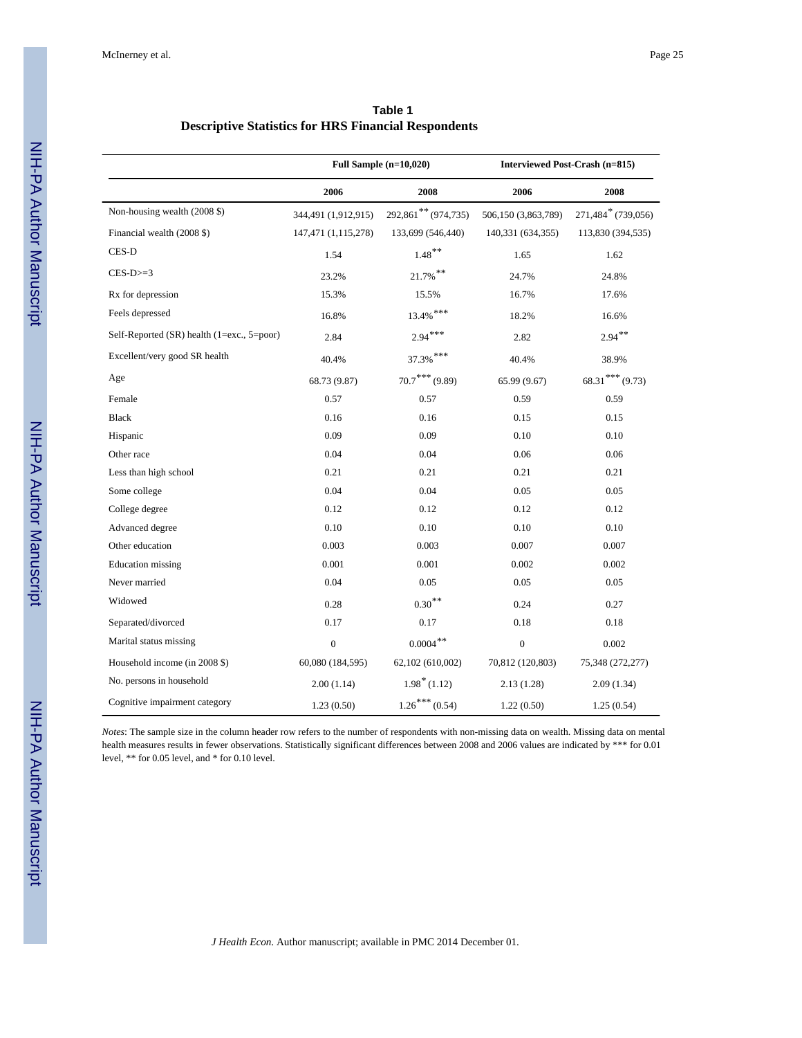**Table 1**

**Descriptive Statistics for HRS Financial Respondents**

| | Full Sample (n=10,020) | | Interviewed Post-Crash (n=815) | |
|---|---|---|---|---|
| | 2006 | 2008 | 2006 | 2008 |
| Non-housing wealth (2008 $) | 344,491 (1,912,915) | 292,861** (974,735) | 506,150 (3,863,789) | 271,484* (739,056) |
| Financial wealth (2008 $) | 147,471 (1,115,278) | 133,699 (546,440) | 140,331 (634,355) | 113,830 (394,535) |
| CES-D | 1.54 | 1.48** | 1.65 | 1.62 |
| CES-D>=3 | 23.2% | 21.7%** | 24.7% | 24.8% |
| Rx for depression | 15.3% | 15.5% | 16.7% | 17.6% |
| Feels depressed | 16.8% | 13.4%*** | 18.2% | 16.6% |
| Self-Reported (SR) health (1=exc., 5=poor) | 2.84 | 2.94*** | 2.82 | 2.94** |
| Excellent/very good SR health | 40.4% | 37.3%*** | 40.4% | 38.9% |
| Age | 68.73 (9.87) | 70.7*** (9.89) | 65.99 (9.67) | 68.31*** (9.73) |
| Female | 0.57 | 0.57 | 0.59 | 0.59 |
| Black | 0.16 | 0.16 | 0.15 | 0.15 |
| Hispanic | 0.09 | 0.09 | 0.10 | 0.10 |
| Other race | 0.04 | 0.04 | 0.06 | 0.06 |
| Less than high school | 0.21 | 0.21 | 0.21 | 0.21 |
| Some college | 0.04 | 0.04 | 0.05 | 0.05 |
| College degree | 0.12 | 0.12 | 0.12 | 0.12 |
| Advanced degree | 0.10 | 0.10 | 0.10 | 0.10 |
| Other education | 0.003 | 0.003 | 0.007 | 0.007 |
| Education missing | 0.001 | 0.001 | 0.002 | 0.002 |
| Never married | 0.04 | 0.05 | 0.05 | 0.05 |
| Widowed | 0.28 | 0.30** | 0.24 | 0.27 |
| Separated/divorced | 0.17 | 0.17 | 0.18 | 0.18 |
| Marital status missing | 0 | 0.0004** | 0 | 0.002 |
| Household income (in 2008 $) | 60,080 (184,595) | 62,102 (610,002) | 70,812 (120,803) | 75,348 (272,277) |
| No. persons in household | 2.00 (1.14) | 1.98* (1.12) | 2.13 (1.28) | 2.09 (1.34) |
| Cognitive impairment category | 1.23 (0.50) | 1.26*** (0.54) | 1.22 (0.50) | 1.25 (0.54) |

*Notes*: The sample size in the column header row refers to the number of respondents with non-missing data on wealth. Missing data on mental health measures results in fewer observations. Statistically significant differences between 2008 and 2006 values are indicated by *** for 0.01 level, ** for 0.05 level, and * for 0.10 level.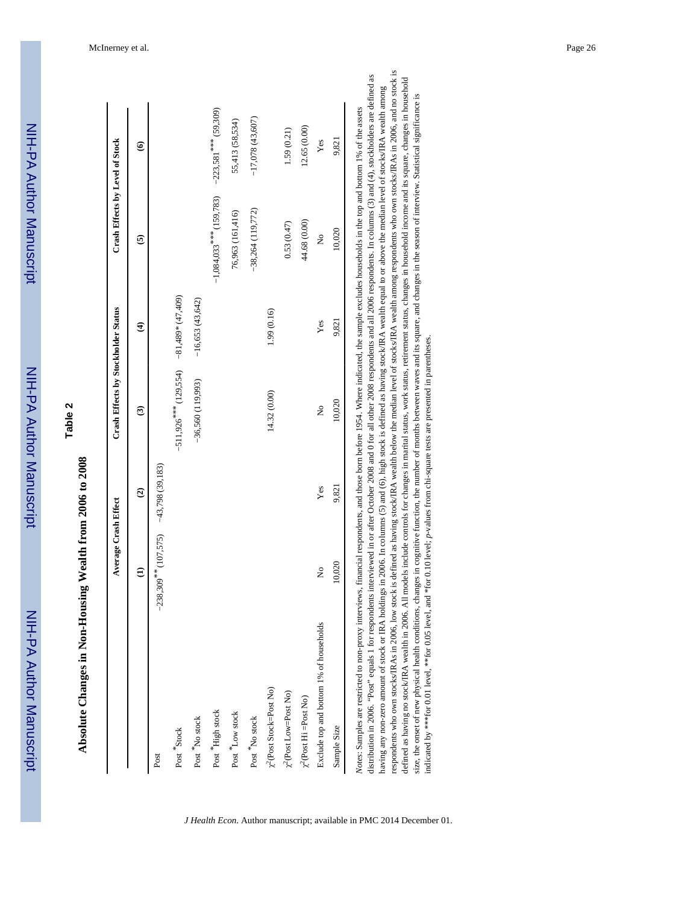**Table 2**

**Absolute Changes in Non-Housing Wealth from 2006 to 2008**

| | Average Crash Effect | | Crash Effects by Stockholder Status | | Crash Effects by Level of Stock | |
|---|---|---|---|---|---|---|
| | (1) | (2) | (3) | (4) | (5) | (6) |
| Post | −238,309** (107,575) | −43,798 (39,183) | | | | |
| Post *Stock | | | −511,926*** (129,554) | −81,489* (47,409) | | |
| Post *No stock | | | −36,560 (119,993) | −16,653 (43,642) | | |
| Post *High stock | | | | | −1,084,033*** (159,783) | −223,581*** (59,309) |
| Post *Low stock | | | | | 76,963 (161,416) | 55,413 (58,534) |
| Post *No stock | | | | | −38,264 (119,772) | −17,078 (43,607) |
| $\chi^2$(Post Stock=Post No) | | | 14.32 (0.00) | 1.99 (0.16) | | |
| $\chi^2$(Post Low=Post No) | | | | | 0.53 (0.47) | 1.59 (0.21) |
| $\chi^2$(Post Hi =Post No) | | | | | 44.68 (0.00) | 12.65 (0.00) |
| Exclude top and bottom 1% of households | No | Yes | No | Yes | No | Yes |
| Sample Size | 10,020 | 9,821 | 10,020 | 9,821 | 10,020 | 9,821 |

*Notes*: Samples are restricted to non-proxy interviews, financial respondents, and those born before 1954. Where indicated, the sample excludes households in the top and bottom 1% of the assets distribution in 2006. "Post" equals 1 for respondents interviewed in or after October 2008 and 0 for all other 2008 respondents and all 2006 respondents. In columns (3) and (4), stockholders are defined as having any non-zero amount of stock or IRA holdings in 2006. In columns (5) and (6), high stock is defined as having stock/IRA wealth equal to or above the median level of stocks/IRA wealth among respondents who own stocks/IRAs in 2006, low stock is defined as having stock/IRA wealth below the median level of stocks/IRA wealth among respondents who own stocks/IRAs in 2006, and no stock is defined as having no stock/IRA wealth in 2006. All models include controls for changes in marital status, work status, retirement status, changes in household income and its square, changes in household size, the onset of new physical health conditions, changes in cognitive function, the number of months between waves and its square, and changes in the season of interview. Statistical significance is indicated by ***for 0.01 level, **for 0.05 level, and *for 0.10 level; *p*-values from chi-square tests are presented in parentheses.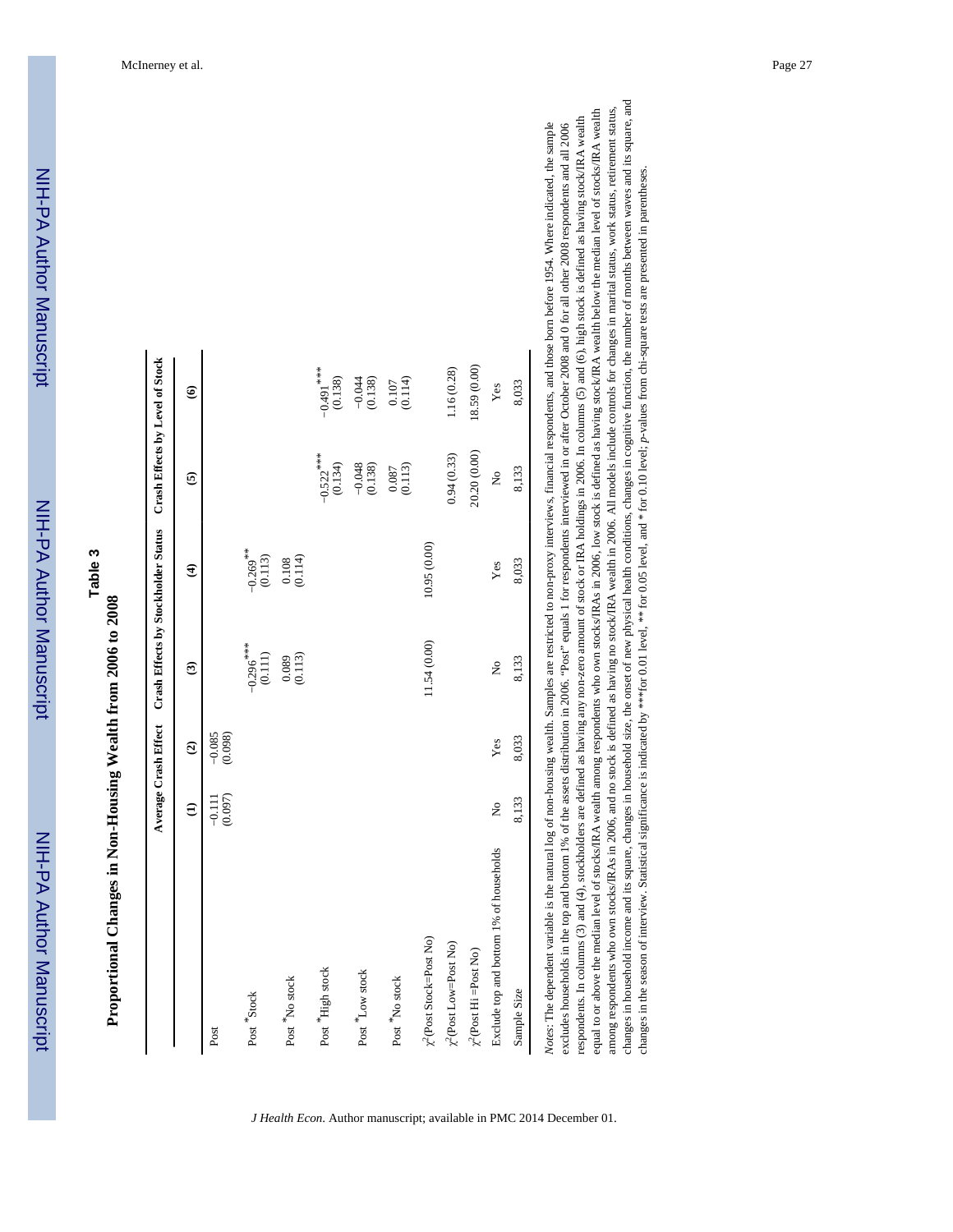# Table 3

## Proportional Changes in Non-Housing Wealth from 2006 to 2008

| | Average Crash Effect | | Crash Effects by Stockholder Status | | Crash Effects by Level of Stock | |
|---|---|---|---|---|---|---|
| | (1) | (2) | (3) | (4) | (5) | (6) |
| Post | −0.111 (0.097) | −0.085 (0.098) | | | | |
| Post *Stock | | | $-0.296^{***}$ (0.111) | $-0.269^{**}$ (0.113) | | |
| Post *No stock | | | 0.089 (0.113) | 0.108 (0.114) | | |
| Post *High stock | | | | | $-0.522^{***}$ (0.134) | $-0.491^{***}$ (0.138) |
| Post *Low stock | | | | | −0.048 (0.138) | −0.044 (0.138) |
| Post *No stock | | | | | 0.087 (0.113) | 0.107 (0.114) |
| $\chi^2$(Post Stock=Post No) | | | 11.54 (0.00) | 10.95 (0.00) | | |
| $\chi^2$(Post Low=Post No) | | | | | 0.94 (0.33) | 1.16 (0.28) |
| $\chi^2$(Post Hi =Post No) | | | | | 20.20 (0.00) | 18.59 (0.00) |
| Exclude top and bottom 1% of households | No | Yes | No | Yes | No | Yes |
| Sample Size | 8,133 | 8,033 | 8,133 | 8,033 | 8,133 | 8,033 |

*Notes*: The dependent variable is the natural log of non-housing wealth. Samples are restricted to non-proxy interviews, financial respondents, and those born before 1954. Where indicated, the sample excludes households in the top and bottom 1% of the assets distribution in 2006. "Post" equals 1 for respondents interviewed in or after October 2008 and 0 for all other 2008 respondents and all 2006 respondents. In columns (3) and (4), stockholders are defined as having any non-zero amount of stock or IRA holdings in 2006. In columns (5) and (6), high stock is defined as having stock/IRA wealth equal to or above the median level of stocks/IRA wealth among respondents who own stocks/IRAs in 2006, low stock is defined as having stock/IRA wealth below the median level of stocks/IRA wealth among respondents who own stocks/IRAs in 2006, and no stock is defined as having no stock/IRA wealth in 2006. All models include controls for changes in marital status, work status, retirement status, changes in household income and its square, changes in household size, the onset of new physical health conditions, changes in cognitive function, the number of months between waves and its square, and changes in the season of interview. Statistical significance is indicated by ***for 0.01 level, ** for 0.05 level, and * for 0.10 level; *p*-values from chi-square tests are presented in parentheses.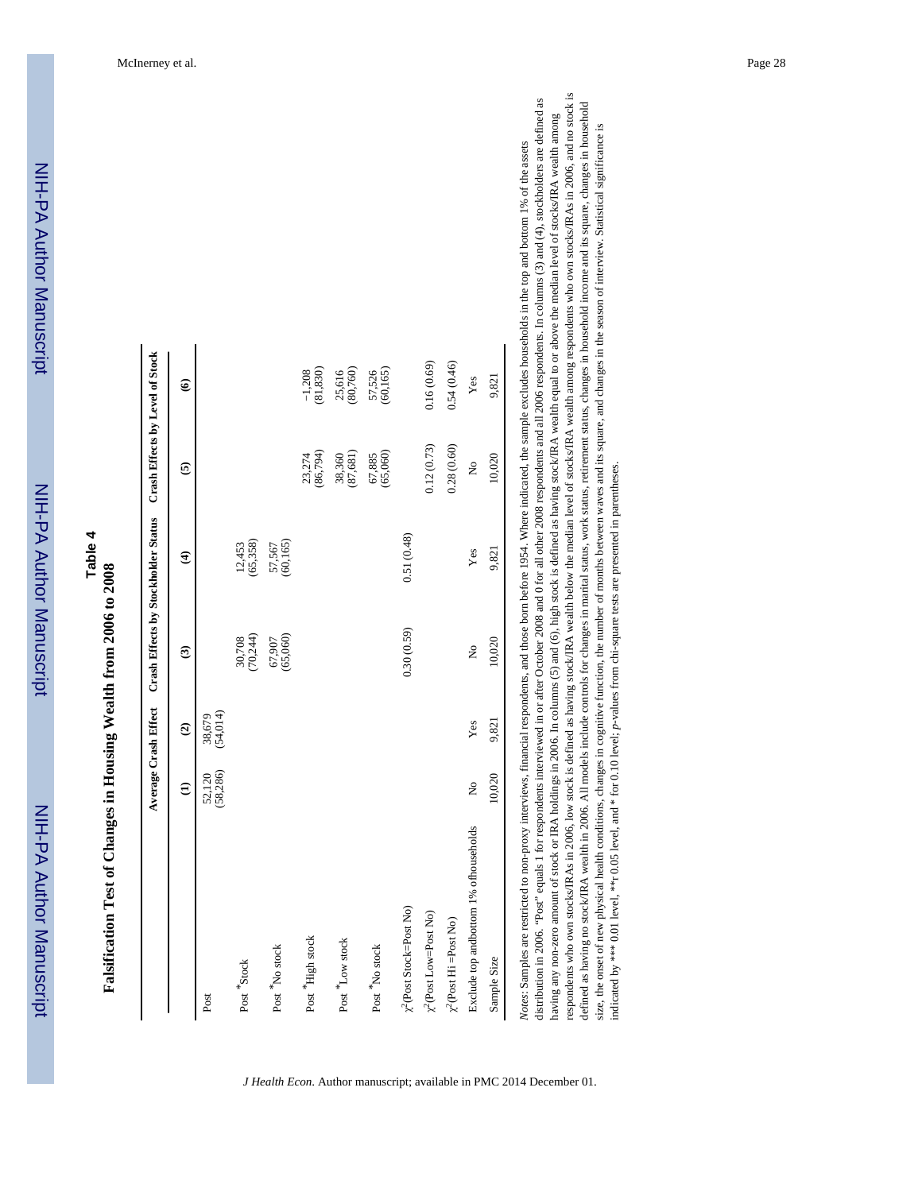## Table 4

**Falsification Test of Changes in Housing Wealth from 2006 to 2008**

| | Average Crash Effect | | Crash Effects by Stockholder Status | | Crash Effects by Level of Stock | |
|---|---|---|---|---|---|---|
| | (1) | (2) | (3) | (4) | (5) | (6) |
| Post | 52,120 (58,286) | 38,679 (54,014) | | | | |
| Post *Stock | | | 30,708 (70,244) | 12,453 (65,358) | | |
| Post *No stock | | | 67,907 (65,060) | 57,567 (60,165) | | |
| Post *High stock | | | | | 23,274 (86,794) | −1,208 (81,830) |
| Post *Low stock | | | | | 38,360 (87,681) | 25,616 (80,760) |
| Post *No stock | | | | | 67,885 (65,060) | 57,526 (60,165) |
| $\chi^2$(Post Stock=Post No) | | | 0.30 (0.59) | 0.51 (0.48) | | |
| $\chi^2$(Post Low=Post No) | | | | | 0.12 (0.73) | 0.16 (0.69) |
| $\chi^2$(Post Hi =Post No) | | | | | 0.28 (0.60) | 0.54 (0.46) |
| Exclude top andbottom 1% ofhouseholds | No | Yes | No | Yes | No | Yes |
| Sample Size | 10,020 | 9,821 | 10,020 | 9,821 | 10,020 | 9,821 |

*Notes*: Samples are restricted to non-proxy interviews, financial respondents, and those born before 1954. Where indicated, the sample excludes households in the top and bottom 1% of the assets distribution in 2006. "Post" equals 1 for respondents interviewed in or after October 2008 and 0 for all other 2008 respondents and all 2006 respondents. In columns (3) and (4), stockholders are defined as having any non-zero amount of stock or IRA holdings in 2006. In columns (5) and (6), high stock is defined as having stock/IRA wealth equal to or above the median level of stocks/IRA wealth among respondents who own stocks/IRAs in 2006, low stock is defined as having stock/IRA wealth below the median level of stocks/IRA wealth among respondents who own stocks/IRAs in 2006, and no stock is defined as having no stock/IRA wealth in 2006. All models include controls for changes in marital status, work status, retirement status, changes in household income and its square, changes in household size, the onset of new physical health conditions, changes in cognitive function, the number of months between waves and its square, and changes in the season of interview. Statistical significance is indicated by *** 0.01 level, ** 0.05 level, and * for 0.10 level; *p*-values from chi-square tests are presented in parentheses.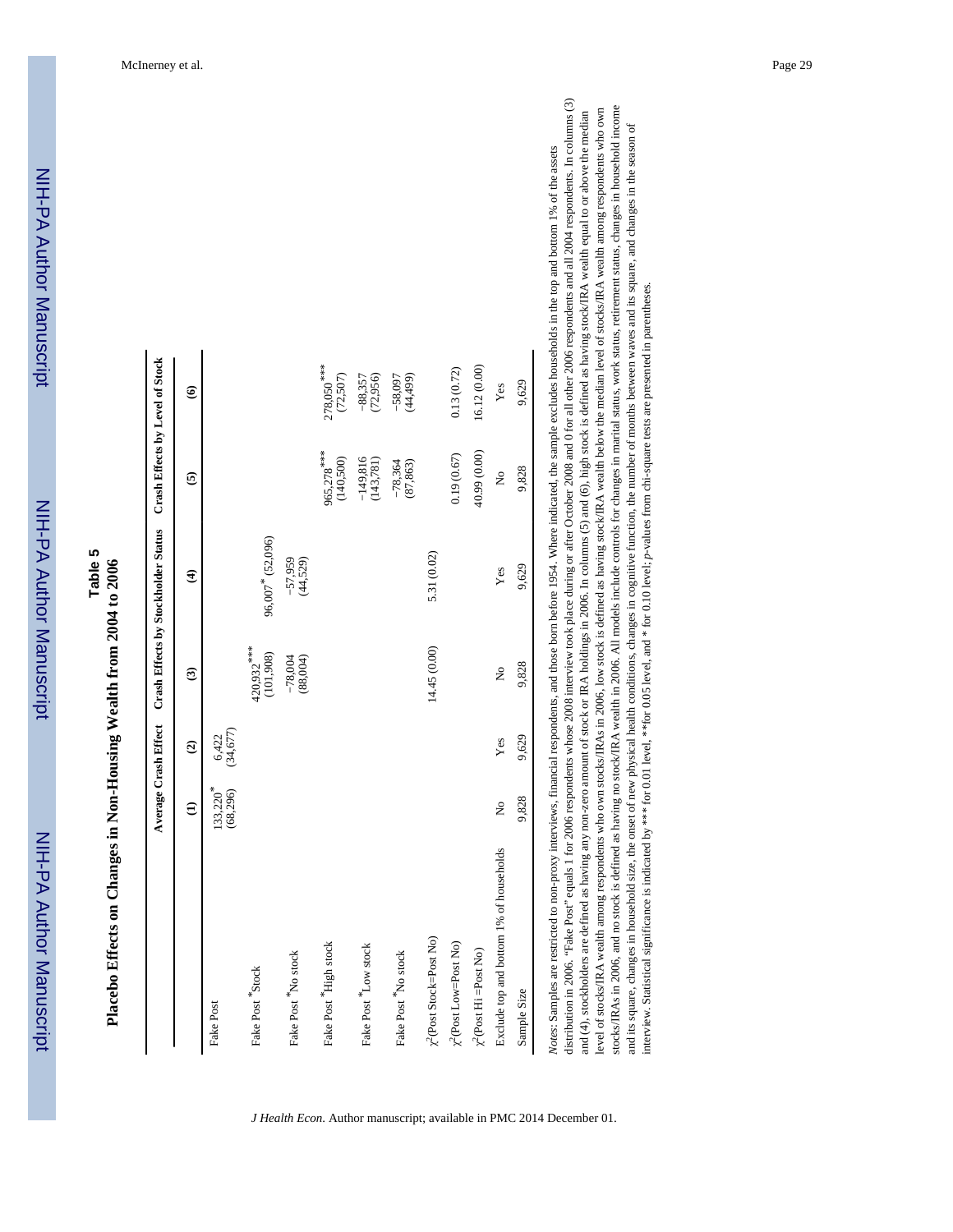**Table 5**

**Placebo Effects on Changes in Non-Housing Wealth from 2004 to 2006**

| | Average Crash Effect | | Crash Effects by Stockholder Status | | Crash Effects by Level of Stock | |
|---|---|---|---|---|---|---|
| | (1) | (2) | (3) | (4) | (5) | (6) |
| Fake Post | 133,220* (68,296) | 6,422 (34,677) | | | | |
| Fake Post *Stock | | | 420,932*** (101,908) | 96,007* (52,096) | | |
| Fake Post *No stock | | | −78,004 (88,004) | −57,959 (44,529) | | |
| Fake Post *High stock | | | | | 965,278*** (140,500) | 278,050*** (72,507) |
| Fake Post *Low stock | | | | | −149,816 (143,781) | −88,357 (72,956) |
| Fake Post *No stock | | | | | −78,364 (87,863) | −58,097 (44,499) |
| $\chi^2$(Post Stock=Post No) | | | 14.45 (0.00) | 5.31 (0.02) | | |
| $\chi^2$(Post Low=Post No) | | | | | 0.19 (0.67) | 0.13 (0.72) |
| $\chi^2$(Post Hi =Post No) | | | | | 40.99 (0.00) | 16.12 (0.00) |
| Exclude top and bottom 1% of households | No | Yes | No | Yes | No | Yes |
| Sample Size | 9,828 | 9,629 | 9,828 | 9,629 | 9,828 | 9,629 |

*Notes*: Samples are restricted to non-proxy interviews, financial respondents, and those born before 1954. Where indicated, the sample excludes households in the top and bottom 1% of the assets distribution in 2006. "Fake Post" equals 1 for 2006 respondents whose 2008 interview took place during or after October 2008 and 0 for all other 2006 respondents and all 2004 respondents. In columns (3) and (4), stockholders are defined as having any non-zero amount of stock or IRA holdings in 2006. In columns (5) and (6), high stock is defined as having stock/IRA wealth equal to or above the median level of stocks/IRA wealth among respondents who own stocks/IRAs in 2006, low stock is defined as having stock/IRA wealth below the median level of stocks/IRA wealth among respondents who own stocks/IRAs in 2006, and no stock is defined as having no stock/IRA wealth in 2006. All models include controls for changes in marital status, work status, retirement status, changes in household income and its square, changes in household size, the onset of new physical health conditions, changes in cognitive function, the number of months between waves and its square, and changes in the season of interview. Statistical significance is indicated by *** for 0.01 level, ** for 0.05 level, and * for 0.10 level; *p*-values from chi-square tests are presented in parentheses.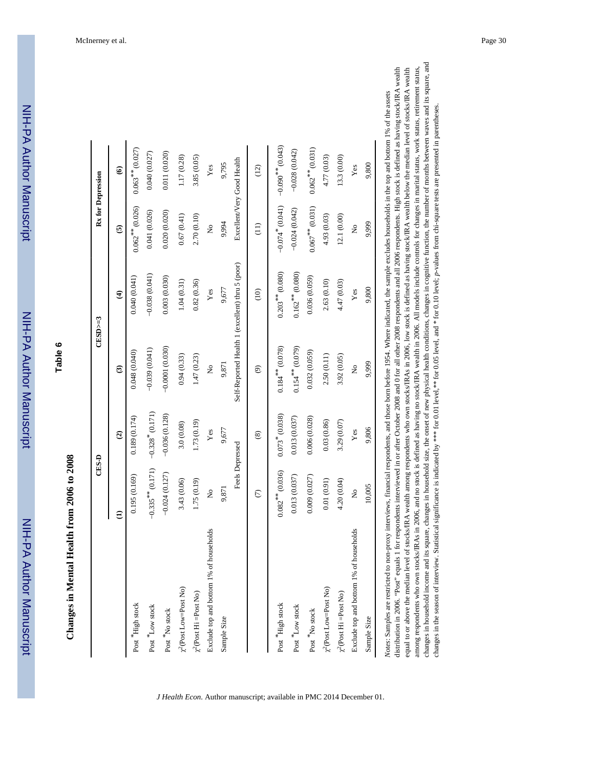## Table 6

**Changes in Mental Health from 2006 to 2008**

| | CES-D | | CESD>=3 | | Rx for Depression | |
|---|---|---|---|---|---|---|
| | (1) | (2) | (3) | (4) | (5) | (6) |
| Post *High stock | 0.195 (0.169) | 0.189 (0.174) | 0.048 (0.040) | 0.040 (0.041) | 0.062** (0.026) | 0.063** (0.027) |
| Post *Low stock | −0.335** (0.171) | −0.328* (0.171) | −0.039 (0.041) | −0.038 (0.041) | 0.041 (0.026) | 0.040 (0.027) |
| Post *No stock | −0.024 (0.127) | −0.036 (0.128) | −0.0001 (0.030) | 0.003 (0.030) | 0.020 (0.020) | 0.011 (0.020) |
| $\chi^2$(Post Low=Post No) | 3.43 (0.06) | 3.0 (0.08) | 0.94 (0.33) | 1.04 (0.31) | 0.67 (0.41) | 1.17 (0.28) |
| $\chi^2$(Post Hi =Post No) | 1.75 (0.19) | 1.73 (0.19) | 1.47 (0.23) | 0.82 (0.36) | 2.70 (0.10) | 3.85 (0.05) |
| Exclude top and bottom 1% of households | No | Yes | No | Yes | No | Yes |
| Sample Size | 9,871 | 9,677 | 9,871 | 9,677 | 9,994 | 9,795 |
| | Feels Depressed | | Self-Reported Health 1 (excellent) thru 5 (poor) | | Excellent/Very Good Health | |
| | (7) | (8) | (9) | (10) | (11) | (12) |
| Post *High stock | 0.082** (0.036) | 0.073* (0.038) | 0.184** (0.078) | 0.203** (0.080) | −0.074* (0.041) | −0.090** (0.043) |
| Post *Low stock | 0.013 (0.037) | 0.013 (0.037) | 0.154** (0.079) | 0.162** (0.080) | −0.024 (0.042) | −0.028 (0.042) |
| Post *No stock | 0.009 (0.027) | 0.006 (0.028) | 0.032 (0.059) | 0.036 (0.059) | 0.067** (0.031) | 0.062** (0.031) |
| $\chi^2$(Post Low=Post No) | 0.01 (0.91) | 0.03 (0.86) | 2.50 (0.11) | 2.63 (0.10) | 4.93 (0.03) | 4.77 (0.03) |
| $\chi^2$(Post Hi =Post No) | 4.20 (0.04) | 3.29 (0.07) | 3.92 (0.05) | 4.47 (0.03) | 12.1 (0.00) | 13.3 (0.00) |
| Exclude top and bottom 1% of households | No | Yes | No | Yes | No | Yes |
| Sample Size | 10,005 | 9,806 | 9,999 | 9,800 | 9,999 | 9,800 |

*Notes*: Samples are restricted to non-proxy interviews, financial respondents, and those born before 1954. Where indicated, the sample excludes households in the top and bottom 1% of the assets distribution in 2006. "Post" equals 1 for respondents interviewed in or after October 2008 and 0 for all other 2008 respondents and all 2006 respondents. High stock is defined as having stock/IRA wealth equal to or above the median level of stocks/IRA wealth among respondents who own stocks/IRAs in 2006, low stock is defined as having stock/IRA wealth below the median level of stocks/IRA wealth among respondents who own stocks/IRAs in 2006, and no stock is defined as having no stock/IRA wealth in 2006. All models include controls for changes in marital status, work status, retirement status, changes in household income and its square, changes in household size, the onset of new physical health conditions, changes in cognitive function, the number of months between waves and its square, and changes in the season of interview. Statistical significance is indicated by *** for 0.01 level, ** for 0.05 level, and * for 0.10 level; *p*-values from chi-square tests are presented in parentheses.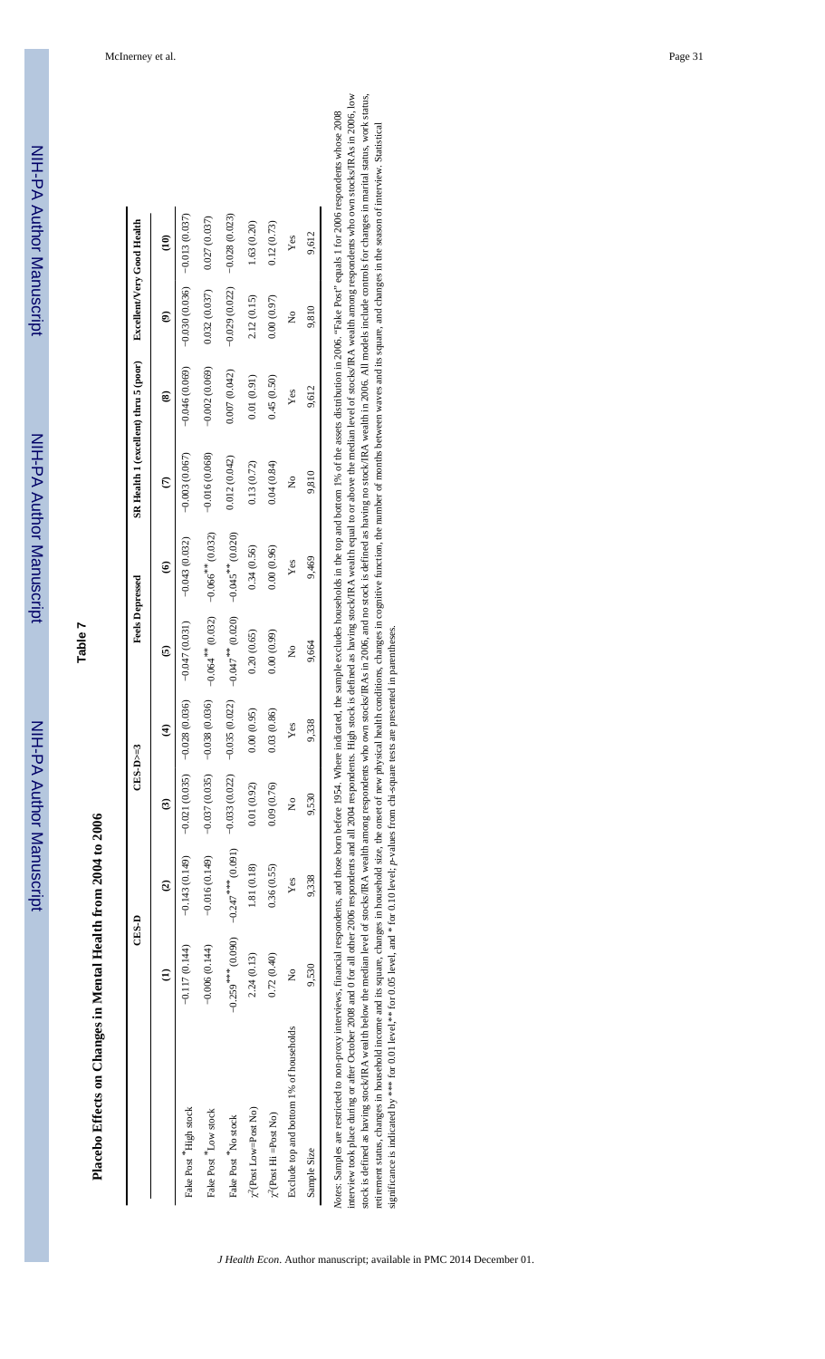## Table 7

**Placebo Effects on Changes in Mental Health from 2004 to 2006**

| | CES-D | | CES-D>=3 | | Feels Depressed | | SR Health 1 (excellent) thru 5 (poor) | | Excellent/Very Good Health | |
|---|---|---|---|---|---|---|---|---|---|---|
| | (1) | (2) | (3) | (4) | (5) | (6) | (7) | (8) | (9) | (10) |
| Fake Post *High stock | −0.117 (0.144) | −0.143 (0.149) | −0.021 (0.035) | −0.028 (0.036) | −0.047 (0.031) | −0.043 (0.032) | −0.003 (0.067) | −0.046 (0.069) | −0.030 (0.036) | −0.013 (0.037) |
| Fake Post *Low stock | −0.006 (0.144) | −0.016 (0.149) | −0.037 (0.035) | −0.038 (0.036) | −0.064** (0.032) | −0.066** (0.032) | −0.016 (0.068) | −0.002 (0.069) | 0.032 (0.037) | 0.027 (0.037) |
| Fake Post *No stock | −0.259*** (0.090) | −0.247*** (0.091) | −0.033 (0.022) | −0.035 (0.022) | −0.047** (0.020) | −0.045** (0.020) | 0.012 (0.042) | 0.007 (0.042) | −0.029 (0.022) | −0.028 (0.023) |
| $\chi^2$(Post Low=Post No) | 2.24 (0.13) | 1.81 (0.18) | 0.01 (0.92) | 0.00 (0.95) | 0.20 (0.65) | 0.34 (0.56) | 0.13 (0.72) | 0.01 (0.91) | 2.12 (0.15) | 1.63 (0.20) |
| $\chi^2$(Post Hi =Post No) | 0.72 (0.40) | 0.36 (0.55) | 0.09 (0.76) | 0.03 (0.86) | 0.00 (0.99) | 0.00 (0.96) | 0.04 (0.84) | 0.45 (0.50) | 0.00 (0.97) | 0.12 (0.73) |
| Exclude top and bottom 1% of households | No | Yes | No | Yes | No | Yes | No | Yes | No | Yes |
| Sample Size | 9,530 | 9,338 | 9,530 | 9,338 | 9,664 | 9,469 | 9,810 | 9,612 | 9,810 | 9,612 |

*Notes*: Samples are restricted to non-proxy interviews, financial respondents, and those born before 1954. Where indicated, the sample excludes households in the top and bottom 1% of the assets distribution in 2006. "Fake Post" equals 1 for 2006 respondents whose 2008 interview took place during or after October 2008 and 0 for all other 2006 respondents and all 2004 respondents. High stock is defined as having stock/IRA wealth equal to or above the median level of stocks/IRA wealth among respondents who own stocks/IRAs in 2006, low stock is defined as having stock/IRA wealth below the median level of stocks/IRA wealth among respondents who own stocks/IRAs in 2006, and no stock is defined as having no stock/IRA wealth in 2006. All models include controls for changes in marital status, work status, retirement status, changes in household income and its square, changes in household size, the onset of new physical health conditions, changes in cognitive function, the number of months between waves and its square, and changes in the season of interview. Statistical significance is indicated by *** for 0.01 level,** for 0.05 level, and * for 0.10 level; *p*-values from chi-square tests are presented in parentheses.